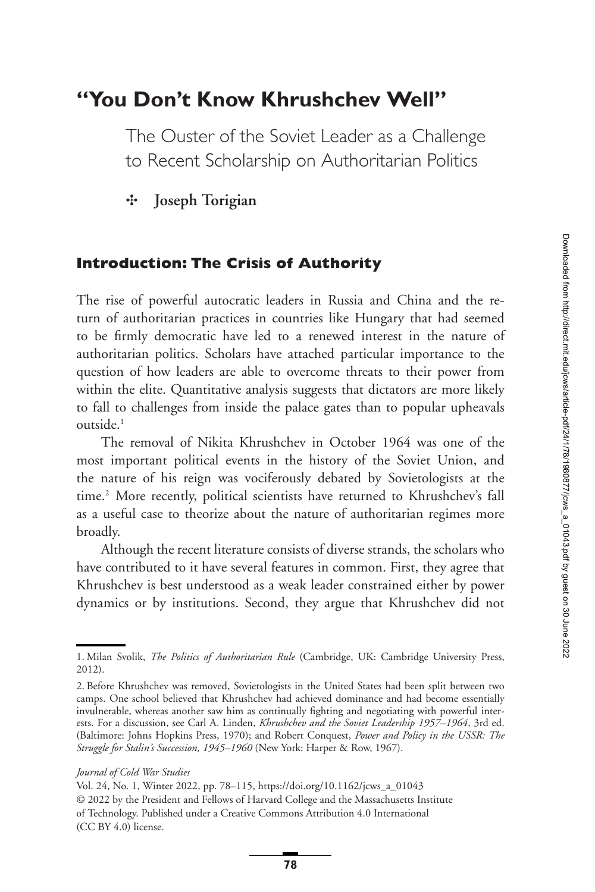# "You Don't Know Khrushchev Well"

## The Ouster of the Soviet Leader as a Challenge to Recent Scholarship on Authoritarian Politics

**Joseph Torigian**

### Introduction: The Crisis of Authority

The rise of powerful autocratic leaders in Russia and China and the return of authoritarian practices in countries like Hungary that had seemed to be firmly democratic have led to a renewed interest in the nature of authoritarian politics. Scholars have attached particular importance to the question of how leaders are able to overcome threats to their power from within the elite. Quantitative analysis suggests that dictators are more likely to fall to challenges from inside the palace gates than to popular upheavals outside.[1]

The removal of Nikita Khrushchev in October 1964 was one of the most important political events in the history of the Soviet Union, and the nature of his reign was vociferously debated by Sovietologists at the time.[2] More recently, political scientists have returned to Khrushchev's fall as a useful case to theorize about the nature of authoritarian regimes more broadly.

Although the recent literature consists of diverse strands, the scholars who have contributed to it have several features in common. First, they agree that Khrushchev is best understood as a weak leader constrained either by power dynamics or by institutions. Second, they argue that Khrushchev did not

1. Milan Svolik, *The Politics of Authoritarian Rule* (Cambridge, UK: Cambridge University Press, 2012).

2. Before Khrushchev was removed, Sovietologists in the United States had been split between two camps. One school believed that Khrushchev had achieved dominance and had become essentially invulnerable, whereas another saw him as continually fighting and negotiating with powerful interests. For a discussion, see Carl A. Linden, *Khrushchev and the Soviet Leadership 1957–1964*, 3rd ed. (Baltimore: Johns Hopkins Press, 1970); and Robert Conquest, *Power and Policy in the USSR: The Struggle for Stalin's Succession, 1945–1960* (New York: Harper & Row, 1967).

*Journal of Cold War Studies*
Vol. 24, No. 1, Winter 2022, pp. 78–115, https://doi.org/10.1162/jcws_a_01043
© 2022 by the President and Fellows of Harvard College and the Massachusetts Institute of Technology. Published under a Creative Commons Attribution 4.0 International (CC BY 4.0) license.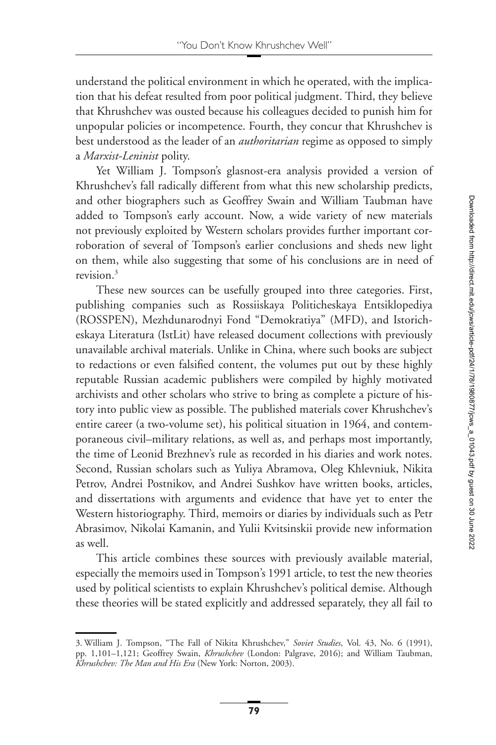understand the political environment in which he operated, with the implication that his defeat resulted from poor political judgment. Third, they believe that Khrushchev was ousted because his colleagues decided to punish him for unpopular policies or incompetence. Fourth, they concur that Khrushchev is best understood as the leader of an *authoritarian* regime as opposed to simply a *Marxist-Leninist* polity.

Yet William J. Tompson's glasnost-era analysis provided a version of Khrushchev's fall radically different from what this new scholarship predicts, and other biographers such as Geoffrey Swain and William Taubman have added to Tompson's early account. Now, a wide variety of new materials not previously exploited by Western scholars provides further important corroboration of several of Tompson's earlier conclusions and sheds new light on them, while also suggesting that some of his conclusions are in need of revision.[3]

These new sources can be usefully grouped into three categories. First, publishing companies such as Rossiiskaya Politicheskaya Entsiklopediya (ROSSPEN), Mezhdunarodnyi Fond "Demokratiya" (MFD), and Istoricheskaya Literatura (IstLit) have released document collections with previously unavailable archival materials. Unlike in China, where such books are subject to redactions or even falsified content, the volumes put out by these highly reputable Russian academic publishers were compiled by highly motivated archivists and other scholars who strive to bring as complete a picture of history into public view as possible. The published materials cover Khrushchev's entire career (a two-volume set), his political situation in 1964, and contemporaneous civil–military relations, as well as, and perhaps most importantly, the time of Leonid Brezhnev's rule as recorded in his diaries and work notes. Second, Russian scholars such as Yuliya Abramova, Oleg Khlevniuk, Nikita Petrov, Andrei Postnikov, and Andrei Sushkov have written books, articles, and dissertations with arguments and evidence that have yet to enter the Western historiography. Third, memoirs or diaries by individuals such as Petr Abrasimov, Nikolai Kamanin, and Yulii Kvitsinskii provide new information as well.

This article combines these sources with previously available material, especially the memoirs used in Tompson's 1991 article, to test the new theories used by political scientists to explain Khrushchev's political demise. Although these theories will be stated explicitly and addressed separately, they all fail to

3. William J. Tompson, "The Fall of Nikita Khrushchev," *Soviet Studies*, Vol. 43, No. 6 (1991), pp. 1,101–1,121; Geoffrey Swain, *Khrushchev* (London: Palgrave, 2016); and William Taubman, *Khrushchev: The Man and His Era* (New York: Norton, 2003).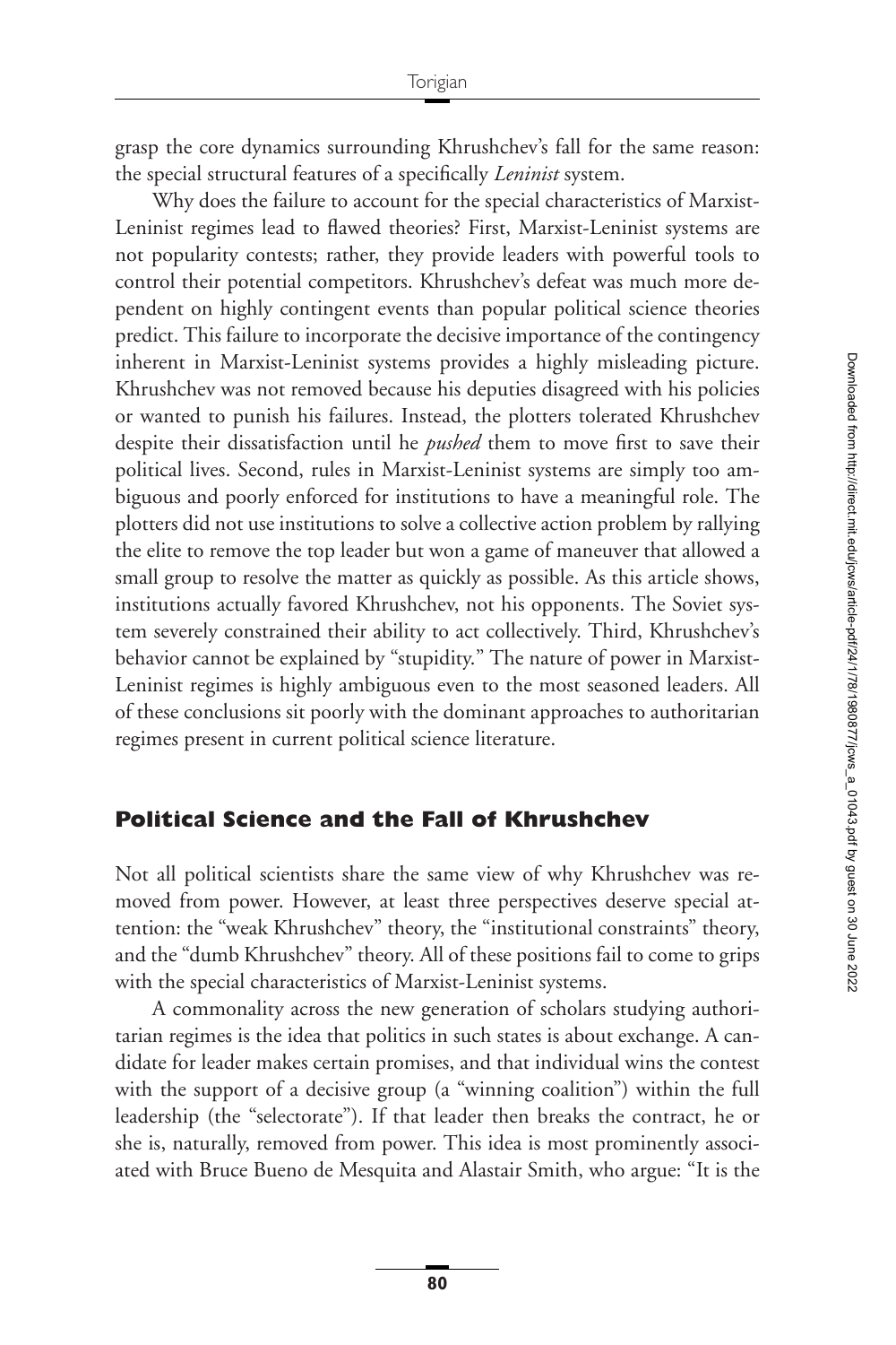grasp the core dynamics surrounding Khrushchev's fall for the same reason: the special structural features of a specifically *Leninist* system.

Why does the failure to account for the special characteristics of Marxist-Leninist regimes lead to flawed theories? First, Marxist-Leninist systems are not popularity contests; rather, they provide leaders with powerful tools to control their potential competitors. Khrushchev's defeat was much more dependent on highly contingent events than popular political science theories predict. This failure to incorporate the decisive importance of the contingency inherent in Marxist-Leninist systems provides a highly misleading picture. Khrushchev was not removed because his deputies disagreed with his policies or wanted to punish his failures. Instead, the plotters tolerated Khrushchev despite their dissatisfaction until he *pushed* them to move first to save their political lives. Second, rules in Marxist-Leninist systems are simply too ambiguous and poorly enforced for institutions to have a meaningful role. The plotters did not use institutions to solve a collective action problem by rallying the elite to remove the top leader but won a game of maneuver that allowed a small group to resolve the matter as quickly as possible. As this article shows, institutions actually favored Khrushchev, not his opponents. The Soviet system severely constrained their ability to act collectively. Third, Khrushchev's behavior cannot be explained by "stupidity." The nature of power in Marxist-Leninist regimes is highly ambiguous even to the most seasoned leaders. All of these conclusions sit poorly with the dominant approaches to authoritarian regimes present in current political science literature.

## Political Science and the Fall of Khrushchev

Not all political scientists share the same view of why Khrushchev was removed from power. However, at least three perspectives deserve special attention: the "weak Khrushchev" theory, the "institutional constraints" theory, and the "dumb Khrushchev" theory. All of these positions fail to come to grips with the special characteristics of Marxist-Leninist systems.

A commonality across the new generation of scholars studying authoritarian regimes is the idea that politics in such states is about exchange. A candidate for leader makes certain promises, and that individual wins the contest with the support of a decisive group (a "winning coalition") within the full leadership (the "selectorate"). If that leader then breaks the contract, he or she is, naturally, removed from power. This idea is most prominently associated with Bruce Bueno de Mesquita and Alastair Smith, who argue: "It is the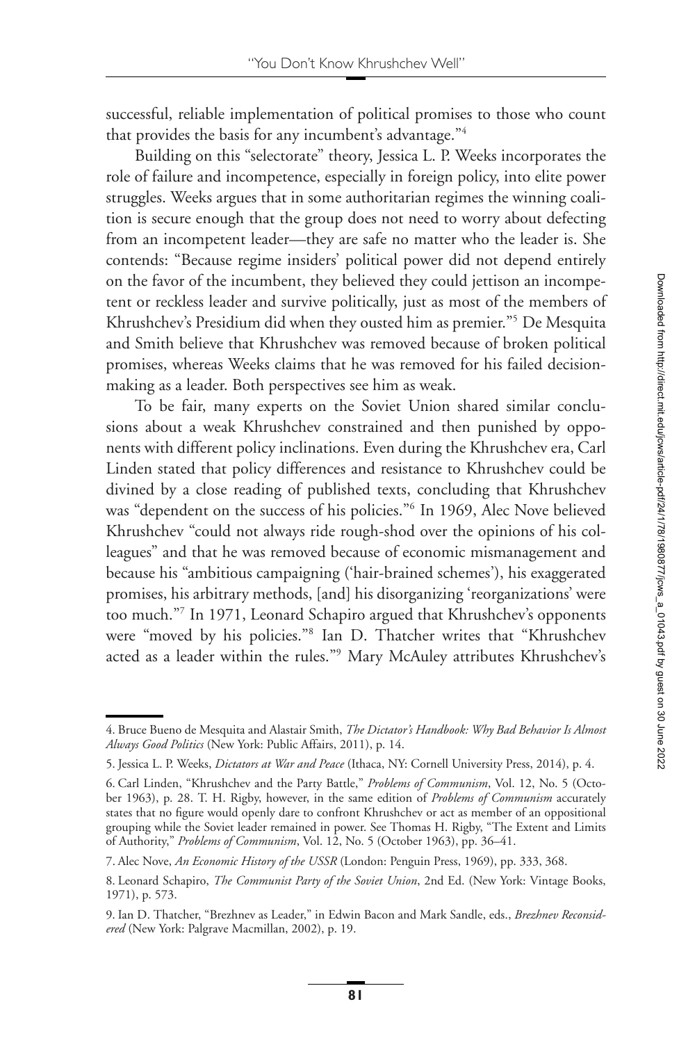successful, reliable implementation of political promises to those who count that provides the basis for any incumbent's advantage."[4]

Building on this "selectorate" theory, Jessica L. P. Weeks incorporates the role of failure and incompetence, especially in foreign policy, into elite power struggles. Weeks argues that in some authoritarian regimes the winning coalition is secure enough that the group does not need to worry about defecting from an incompetent leader—they are safe no matter who the leader is. She contends: "Because regime insiders' political power did not depend entirely on the favor of the incumbent, they believed they could jettison an incompetent or reckless leader and survive politically, just as most of the members of Khrushchev's Presidium did when they ousted him as premier."[5] De Mesquita and Smith believe that Khrushchev was removed because of broken political promises, whereas Weeks claims that he was removed for his failed decision-making as a leader. Both perspectives see him as weak.

To be fair, many experts on the Soviet Union shared similar conclusions about a weak Khrushchev constrained and then punished by opponents with different policy inclinations. Even during the Khrushchev era, Carl Linden stated that policy differences and resistance to Khrushchev could be divined by a close reading of published texts, concluding that Khrushchev was "dependent on the success of his policies."[6] In 1969, Alec Nove believed Khrushchev "could not always ride rough-shod over the opinions of his colleagues" and that he was removed because of economic mismanagement and because his "ambitious campaigning ('hair-brained schemes'), his exaggerated promises, his arbitrary methods, [and] his disorganizing 'reorganizations' were too much."[7] In 1971, Leonard Schapiro argued that Khrushchev's opponents were "moved by his policies."[8] Ian D. Thatcher writes that "Khrushchev acted as a leader within the rules."[9] Mary McAuley attributes Khrushchev's

---

4. Bruce Bueno de Mesquita and Alastair Smith, *The Dictator's Handbook: Why Bad Behavior Is Almost Always Good Politics* (New York: Public Affairs, 2011), p. 14.

5. Jessica L. P. Weeks, *Dictators at War and Peace* (Ithaca, NY: Cornell University Press, 2014), p. 4.

6. Carl Linden, "Khrushchev and the Party Battle," *Problems of Communism*, Vol. 12, No. 5 (October 1963), p. 28. T. H. Rigby, however, in the same edition of *Problems of Communism* accurately states that no figure would openly dare to confront Khrushchev or act as member of an oppositional grouping while the Soviet leader remained in power. See Thomas H. Rigby, "The Extent and Limits of Authority," *Problems of Communism*, Vol. 12, No. 5 (October 1963), pp. 36–41.

7. Alec Nove, *An Economic History of the USSR* (London: Penguin Press, 1969), pp. 333, 368.

8. Leonard Schapiro, *The Communist Party of the Soviet Union*, 2nd Ed. (New York: Vintage Books, 1971), p. 573.

9. Ian D. Thatcher, "Brezhnev as Leader," in Edwin Bacon and Mark Sandle, eds., *Brezhnev Reconsidered* (New York: Palgrave Macmillan, 2002), p. 19.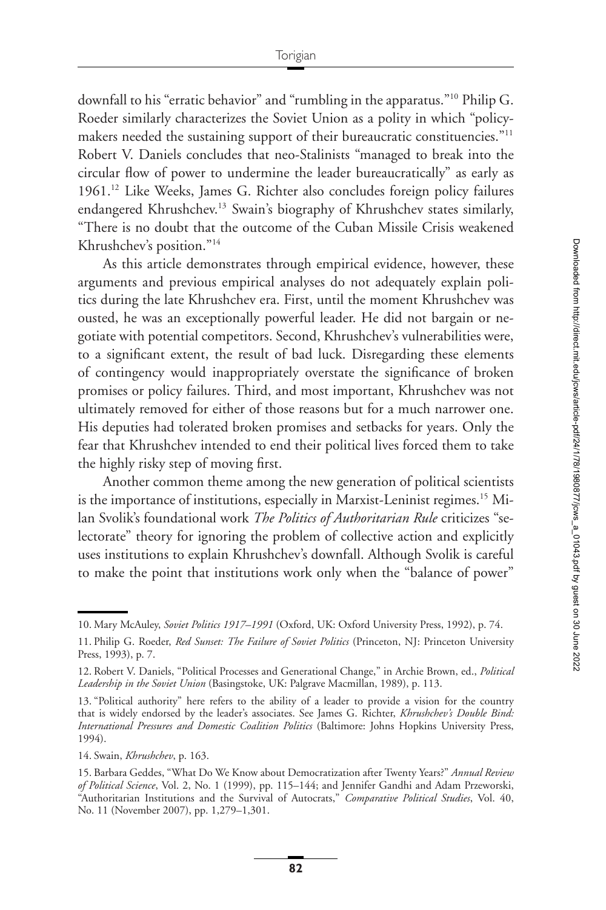downfall to his "erratic behavior" and "rumbling in the apparatus."[10] Philip G. Roeder similarly characterizes the Soviet Union as a polity in which "policymakers needed the sustaining support of their bureaucratic constituencies."[11] Robert V. Daniels concludes that neo-Stalinists "managed to break into the circular flow of power to undermine the leader bureaucratically" as early as 1961.[12] Like Weeks, James G. Richter also concludes foreign policy failures endangered Khrushchev.[13] Swain's biography of Khrushchev states similarly, "There is no doubt that the outcome of the Cuban Missile Crisis weakened Khrushchev's position."[14]

As this article demonstrates through empirical evidence, however, these arguments and previous empirical analyses do not adequately explain politics during the late Khrushchev era. First, until the moment Khrushchev was ousted, he was an exceptionally powerful leader. He did not bargain or negotiate with potential competitors. Second, Khrushchev's vulnerabilities were, to a significant extent, the result of bad luck. Disregarding these elements of contingency would inappropriately overstate the significance of broken promises or policy failures. Third, and most important, Khrushchev was not ultimately removed for either of those reasons but for a much narrower one. His deputies had tolerated broken promises and setbacks for years. Only the fear that Khrushchev intended to end their political lives forced them to take the highly risky step of moving first.

Another common theme among the new generation of political scientists is the importance of institutions, especially in Marxist-Leninist regimes.[15] Milan Svolik's foundational work *The Politics of Authoritarian Rule* criticizes "selectorate" theory for ignoring the problem of collective action and explicitly uses institutions to explain Khrushchev's downfall. Although Svolik is careful to make the point that institutions work only when the "balance of power"

---

10. Mary McAuley, *Soviet Politics 1917–1991* (Oxford, UK: Oxford University Press, 1992), p. 74.

11. Philip G. Roeder, *Red Sunset: The Failure of Soviet Politics* (Princeton, NJ: Princeton University Press, 1993), p. 7.

12. Robert V. Daniels, "Political Processes and Generational Change," in Archie Brown, ed., *Political Leadership in the Soviet Union* (Basingstoke, UK: Palgrave Macmillan, 1989), p. 113.

13. "Political authority" here refers to the ability of a leader to provide a vision for the country that is widely endorsed by the leader's associates. See James G. Richter, *Khrushchev's Double Bind: International Pressures and Domestic Coalition Politics* (Baltimore: Johns Hopkins University Press, 1994).

14. Swain, *Khrushchev*, p. 163.

15. Barbara Geddes, "What Do We Know about Democratization after Twenty Years?" *Annual Review of Political Science*, Vol. 2, No. 1 (1999), pp. 115–144; and Jennifer Gandhi and Adam Przeworski, "Authoritarian Institutions and the Survival of Autocrats," *Comparative Political Studies*, Vol. 40, No. 11 (November 2007), pp. 1,279–1,301.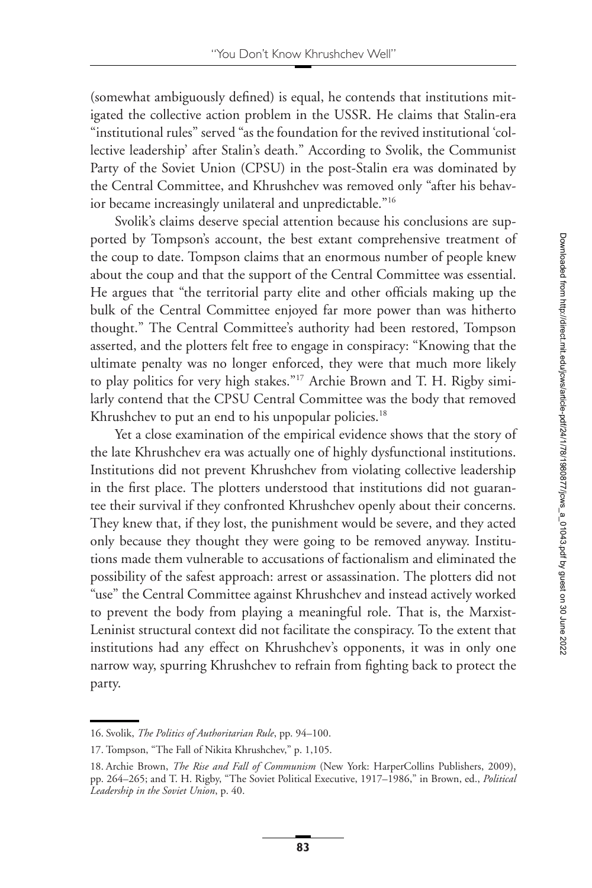(somewhat ambiguously defined) is equal, he contends that institutions mitigated the collective action problem in the USSR. He claims that Stalin-era "institutional rules" served "as the foundation for the revived institutional 'collective leadership' after Stalin's death." According to Svolik, the Communist Party of the Soviet Union (CPSU) in the post-Stalin era was dominated by the Central Committee, and Khrushchev was removed only "after his behavior became increasingly unilateral and unpredictable."[16]

Svolik's claims deserve special attention because his conclusions are supported by Tompson's account, the best extant comprehensive treatment of the coup to date. Tompson claims that an enormous number of people knew about the coup and that the support of the Central Committee was essential. He argues that "the territorial party elite and other officials making up the bulk of the Central Committee enjoyed far more power than was hitherto thought." The Central Committee's authority had been restored, Tompson asserted, and the plotters felt free to engage in conspiracy: "Knowing that the ultimate penalty was no longer enforced, they were that much more likely to play politics for very high stakes."[17] Archie Brown and T. H. Rigby similarly contend that the CPSU Central Committee was the body that removed Khrushchev to put an end to his unpopular policies.[18]

Yet a close examination of the empirical evidence shows that the story of the late Khrushchev era was actually one of highly dysfunctional institutions. Institutions did not prevent Khrushchev from violating collective leadership in the first place. The plotters understood that institutions did not guarantee their survival if they confronted Khrushchev openly about their concerns. They knew that, if they lost, the punishment would be severe, and they acted only because they thought they were going to be removed anyway. Institutions made them vulnerable to accusations of factionalism and eliminated the possibility of the safest approach: arrest or assassination. The plotters did not "use" the Central Committee against Khrushchev and instead actively worked to prevent the body from playing a meaningful role. That is, the Marxist-Leninist structural context did not facilitate the conspiracy. To the extent that institutions had any effect on Khrushchev's opponents, it was in only one narrow way, spurring Khrushchev to refrain from fighting back to protect the party.

---

16. Svolik, *The Politics of Authoritarian Rule*, pp. 94–100.

17. Tompson, "The Fall of Nikita Khrushchev," p. 1,105.

18. Archie Brown, *The Rise and Fall of Communism* (New York: HarperCollins Publishers, 2009), pp. 264–265; and T. H. Rigby, "The Soviet Political Executive, 1917–1986," in Brown, ed., *Political Leadership in the Soviet Union*, p. 40.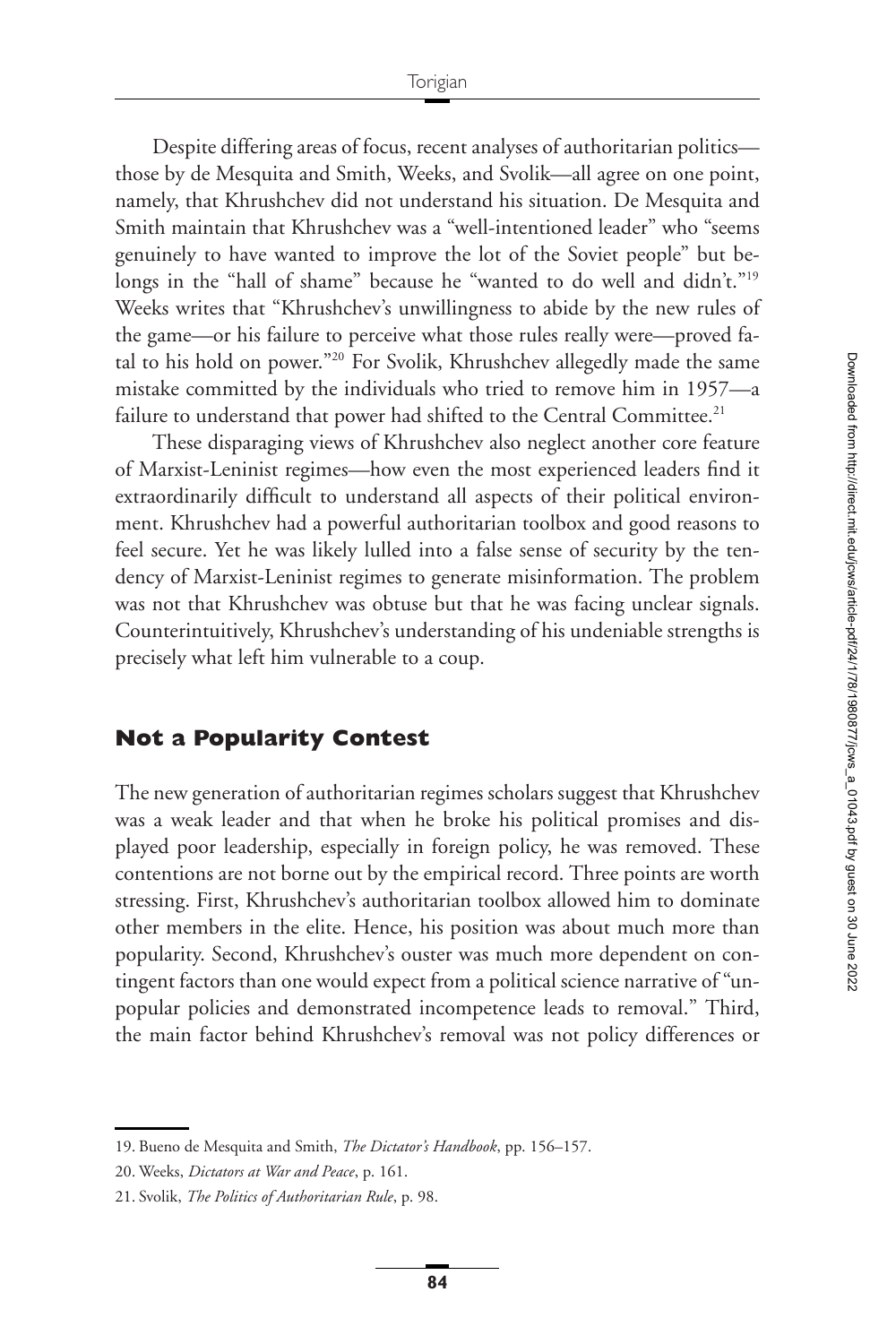Despite differing areas of focus, recent analyses of authoritarian politics—those by de Mesquita and Smith, Weeks, and Svolik—all agree on one point, namely, that Khrushchev did not understand his situation. De Mesquita and Smith maintain that Khrushchev was a "well-intentioned leader" who "seems genuinely to have wanted to improve the lot of the Soviet people" but belongs in the "hall of shame" because he "wanted to do well and didn't."[19] Weeks writes that "Khrushchev's unwillingness to abide by the new rules of the game—or his failure to perceive what those rules really were—proved fatal to his hold on power."[20] For Svolik, Khrushchev allegedly made the same mistake committed by the individuals who tried to remove him in 1957—a failure to understand that power had shifted to the Central Committee.[21]

These disparaging views of Khrushchev also neglect another core feature of Marxist-Leninist regimes—how even the most experienced leaders find it extraordinarily difficult to understand all aspects of their political environment. Khrushchev had a powerful authoritarian toolbox and good reasons to feel secure. Yet he was likely lulled into a false sense of security by the tendency of Marxist-Leninist regimes to generate misinformation. The problem was not that Khrushchev was obtuse but that he was facing unclear signals. Counterintuitively, Khrushchev's understanding of his undeniable strengths is precisely what left him vulnerable to a coup.

## Not a Popularity Contest

The new generation of authoritarian regimes scholars suggest that Khrushchev was a weak leader and that when he broke his political promises and displayed poor leadership, especially in foreign policy, he was removed. These contentions are not borne out by the empirical record. Three points are worth stressing. First, Khrushchev's authoritarian toolbox allowed him to dominate other members in the elite. Hence, his position was about much more than popularity. Second, Khrushchev's ouster was much more dependent on contingent factors than one would expect from a political science narrative of "unpopular policies and demonstrated incompetence leads to removal." Third, the main factor behind Khrushchev's removal was not policy differences or

19. Bueno de Mesquita and Smith, *The Dictator's Handbook*, pp. 156–157.

20. Weeks, *Dictators at War and Peace*, p. 161.

21. Svolik, *The Politics of Authoritarian Rule*, p. 98.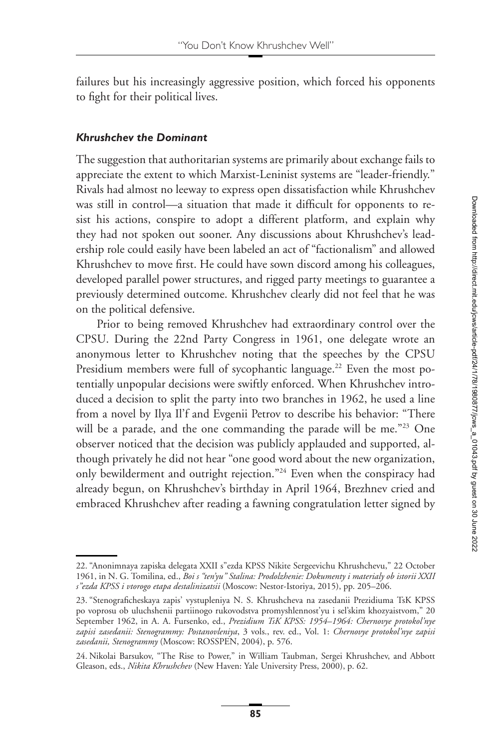failures but his increasingly aggressive position, which forced his opponents to fight for their political lives.

### *Khrushchev the Dominant*

The suggestion that authoritarian systems are primarily about exchange fails to appreciate the extent to which Marxist-Leninist systems are "leader-friendly." Rivals had almost no leeway to express open dissatisfaction while Khrushchev was still in control—a situation that made it difficult for opponents to resist his actions, conspire to adopt a different platform, and explain why they had not spoken out sooner. Any discussions about Khrushchev's leadership role could easily have been labeled an act of "factionalism" and allowed Khrushchev to move first. He could have sown discord among his colleagues, developed parallel power structures, and rigged party meetings to guarantee a previously determined outcome. Khrushchev clearly did not feel that he was on the political defensive.

Prior to being removed Khrushchev had extraordinary control over the CPSU. During the 22nd Party Congress in 1961, one delegate wrote an anonymous letter to Khrushchev noting that the speeches by the CPSU Presidium members were full of sycophantic language.[22] Even the most potentially unpopular decisions were swiftly enforced. When Khrushchev introduced a decision to split the party into two branches in 1962, he used a line from a novel by Ilya Il'f and Evgenii Petrov to describe his behavior: "There will be a parade, and the one commanding the parade will be me."[23] One observer noticed that the decision was publicly applauded and supported, although privately he did not hear "one good word about the new organization, only bewilderment and outright rejection."[24] Even when the conspiracy had already begun, on Khrushchev's birthday in April 1964, Brezhnev cried and embraced Khrushchev after reading a fawning congratulation letter signed by

---

22. "Anonimnaya zapiska delegata XXII s"ezda KPSS Nikite Sergeevichu Khrushchevu," 22 October 1961, in N. G. Tomilina, ed., *Boi s "ten'yu" Stalina: Prodolzhenie: Dokumenty i materialy ob istorii XXII s"ezda KPSS i vtorogo etapa destalinizatsii* (Moscow: Nestor-Istoriya, 2015), pp. 205–206.

23. "Stenograficheskaya zapis' vystupleniya N. S. Khrushcheva na zasedanii Prezidiuma TsK KPSS po voprosu ob uluchshenii partiinogo rukovodstva promyshlennost'yu i sel'skim khozyaistvom," 20 September 1962, in A. A. Fursenko, ed., *Prezidium TsK KPSS: 1954–1964: Chernovye protokol'nye zapisi zasedanii: Stenogrammy: Postanovleniya*, 3 vols., rev. ed., Vol. 1: *Chernovye protokol'nye zapisi zasedanii, Stenogrammy* (Moscow: ROSSPEN, 2004), p. 576.

24. Nikolai Barsukov, "The Rise to Power," in William Taubman, Sergei Khrushchev, and Abbott Gleason, eds., *Nikita Khrushchev* (New Haven: Yale University Press, 2000), p. 62.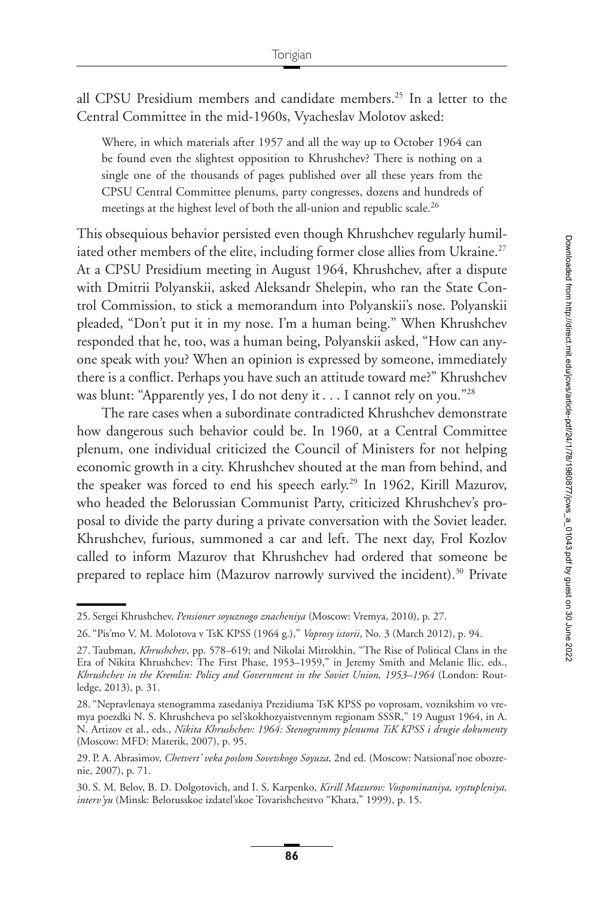all CPSU Presidium members and candidate members.[25] In a letter to the Central Committee in the mid-1960s, Vyacheslav Molotov asked:

> Where, in which materials after 1957 and all the way up to October 1964 can be found even the slightest opposition to Khrushchev? There is nothing on a single one of the thousands of pages published over all these years from the CPSU Central Committee plenums, party congresses, dozens and hundreds of meetings at the highest level of both the all-union and republic scale.[26]

This obsequious behavior persisted even though Khrushchev regularly humiliated other members of the elite, including former close allies from Ukraine.[27] At a CPSU Presidium meeting in August 1964, Khrushchev, after a dispute with Dmitrii Polyanskii, asked Aleksandr Shelepin, who ran the State Control Commission, to stick a memorandum into Polyanskii's nose. Polyanskii pleaded, "Don't put it in my nose. I'm a human being." When Khrushchev responded that he, too, was a human being, Polyanskii asked, "How can anyone speak with you? When an opinion is expressed by someone, immediately there is a conflict. Perhaps you have such an attitude toward me?" Khrushchev was blunt: "Apparently yes, I do not deny it . . . I cannot rely on you."[28]

The rare cases when a subordinate contradicted Khrushchev demonstrate how dangerous such behavior could be. In 1960, at a Central Committee plenum, one individual criticized the Council of Ministers for not helping economic growth in a city. Khrushchev shouted at the man from behind, and the speaker was forced to end his speech early.[29] In 1962, Kirill Mazurov, who headed the Belorussian Communist Party, criticized Khrushchev's proposal to divide the party during a private conversation with the Soviet leader. Khrushchev, furious, summoned a car and left. The next day, Frol Kozlov called to inform Mazurov that Khrushchev had ordered that someone be prepared to replace him (Mazurov narrowly survived the incident).[30] Private

---

25. Sergei Khrushchev, *Pensioner soyuznogo znacheniya* (Moscow: Vremya, 2010), p. 27.

26. "Pis'mo V. M. Molotova v TsK KPSS (1964 g.)," *Voprosy istorii*, No. 3 (March 2012), p. 94.

27. Taubman, *Khrushchev*, pp. 578–619; and Nikolai Mitrokhin, "The Rise of Political Clans in the Era of Nikita Khrushchev: The First Phase, 1953–1959," in Jeremy Smith and Melanie Ilic, eds., *Khrushchev in the Kremlin: Policy and Government in the Soviet Union, 1953–1964* (London: Routledge, 2013), p. 31.

28. "Nepravlenaya stenogramma zasedaniya Prezidiuma TsK KPSS po voprosam, voznikshim vo vremya poezdki N. S. Khrushcheva po sel'skokhozyaistvennym regionam SSSR," 19 August 1964, in A. N. Artizov et al., eds., *Nikita Khrushchev: 1964: Stenogrammy plenuma TsK KPSS i drugie dokumenty* (Moscow: MFD: Materik, 2007), p. 95.

29. P. A. Abrasimov, *Chetvert' veka poslom Sovetskogo Soyuza*, 2nd ed. (Moscow: Natsional'noe obozrenie, 2007), p. 71.

30. S. M. Belov, B. D. Dolgotovich, and I. S. Karpenko, *Kirill Mazurov: Vospominaniya, vystupleniya, interv'yu* (Minsk: Belorusskoe izdatel'skoe Tovarishchestvo "Khata," 1999), p. 15.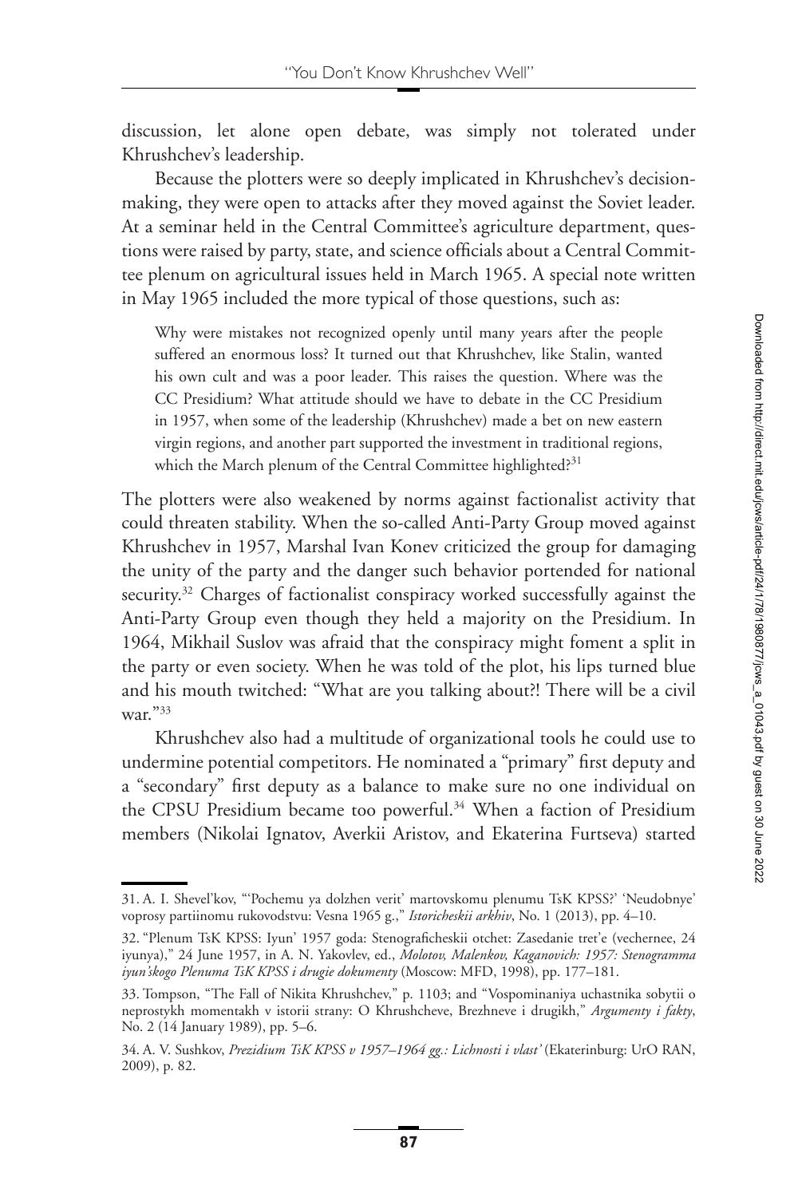discussion, let alone open debate, was simply not tolerated under Khrushchev's leadership.

Because the plotters were so deeply implicated in Khrushchev's decision-making, they were open to attacks after they moved against the Soviet leader. At a seminar held in the Central Committee's agriculture department, questions were raised by party, state, and science officials about a Central Committee plenum on agricultural issues held in March 1965. A special note written in May 1965 included the more typical of those questions, such as:

> Why were mistakes not recognized openly until many years after the people suffered an enormous loss? It turned out that Khrushchev, like Stalin, wanted his own cult and was a poor leader. This raises the question. Where was the CC Presidium? What attitude should we have to debate in the CC Presidium in 1957, when some of the leadership (Khrushchev) made a bet on new eastern virgin regions, and another part supported the investment in traditional regions, which the March plenum of the Central Committee highlighted?[31]

The plotters were also weakened by norms against factionalist activity that could threaten stability. When the so-called Anti-Party Group moved against Khrushchev in 1957, Marshal Ivan Konev criticized the group for damaging the unity of the party and the danger such behavior portended for national security.[32] Charges of factionalist conspiracy worked successfully against the Anti-Party Group even though they held a majority on the Presidium. In 1964, Mikhail Suslov was afraid that the conspiracy might foment a split in the party or even society. When he was told of the plot, his lips turned blue and his mouth twitched: "What are you talking about?! There will be a civil war."[33]

Khrushchev also had a multitude of organizational tools he could use to undermine potential competitors. He nominated a "primary" first deputy and a "secondary" first deputy as a balance to make sure no one individual on the CPSU Presidium became too powerful.[34] When a faction of Presidium members (Nikolai Ignatov, Averkii Aristov, and Ekaterina Furtseva) started

---

31. A. I. Shevel'kov, "'Pochemu ya dolzhen verit' martovskomu plenumu TsK KPSS?' 'Neudobnye' voprosy partiinomu rukovodstvu: Vesna 1965 g.," *Istoricheskii arkhiv*, No. 1 (2013), pp. 4–10.

32. "Plenum TsK KPSS: Iyun' 1957 goda: Stenograficheskii otchet: Zasedanie tret'e (vechernee, 24 iyunya)," 24 June 1957, in A. N. Yakovlev, ed., *Molotov, Malenkov, Kaganovich: 1957: Stenogramma iyun'skogo Plenuma TsK KPSS i drugie dokumenty* (Moscow: MFD, 1998), pp. 177–181.

33. Tompson, "The Fall of Nikita Khrushchev," p. 1103; and "Vospominaniya uchastnika sobytii o neprostykh momentakh v istorii strany: O Khrushcheve, Brezhneve i drugikh," *Argumenty i fakty*, No. 2 (14 January 1989), pp. 5–6.

34. A. V. Sushkov, *Prezidium TsK KPSS v 1957–1964 gg.: Lichnosti i vlast'* (Ekaterinburg: UrO RAN, 2009), p. 82.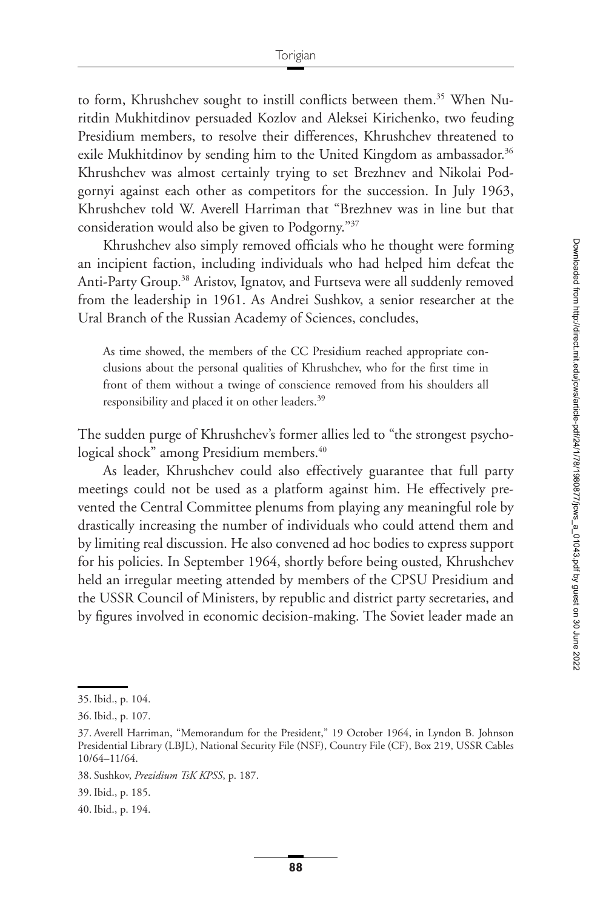to form, Khrushchev sought to instill conflicts between them.[35] When Nuritdin Mukhitdinov persuaded Kozlov and Aleksei Kirichenko, two feuding Presidium members, to resolve their differences, Khrushchev threatened to exile Mukhitdinov by sending him to the United Kingdom as ambassador.[36] Khrushchev was almost certainly trying to set Brezhnev and Nikolai Podgornyi against each other as competitors for the succession. In July 1963, Khrushchev told W. Averell Harriman that "Brezhnev was in line but that consideration would also be given to Podgorny."[37]

Khrushchev also simply removed officials who he thought were forming an incipient faction, including individuals who had helped him defeat the Anti-Party Group.[38] Aristov, Ignatov, and Furtseva were all suddenly removed from the leadership in 1961. As Andrei Sushkov, a senior researcher at the Ural Branch of the Russian Academy of Sciences, concludes,

> As time showed, the members of the CC Presidium reached appropriate conclusions about the personal qualities of Khrushchev, who for the first time in front of them without a twinge of conscience removed from his shoulders all responsibility and placed it on other leaders.[39]

The sudden purge of Khrushchev's former allies led to "the strongest psychological shock" among Presidium members.[40]

As leader, Khrushchev could also effectively guarantee that full party meetings could not be used as a platform against him. He effectively prevented the Central Committee plenums from playing any meaningful role by drastically increasing the number of individuals who could attend them and by limiting real discussion. He also convened ad hoc bodies to express support for his policies. In September 1964, shortly before being ousted, Khrushchev held an irregular meeting attended by members of the CPSU Presidium and the USSR Council of Ministers, by republic and district party secretaries, and by figures involved in economic decision-making. The Soviet leader made an

---

35. Ibid., p. 104.

36. Ibid., p. 107.

37. Averell Harriman, "Memorandum for the President," 19 October 1964, in Lyndon B. Johnson Presidential Library (LBJL), National Security File (NSF), Country File (CF), Box 219, USSR Cables 10/64–11/64.

38. Sushkov, *Prezidium TsK KPSS*, p. 187.

39. Ibid., p. 185.

40. Ibid., p. 194.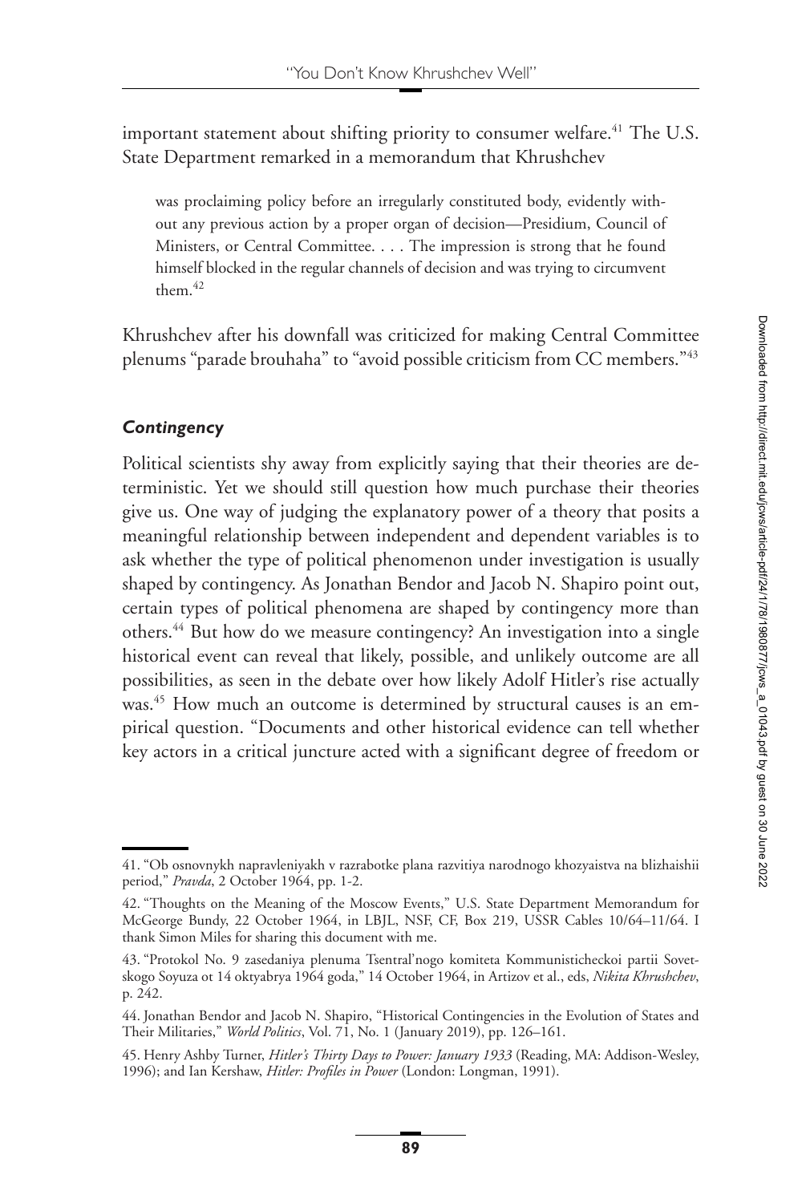important statement about shifting priority to consumer welfare.[41] The U.S. State Department remarked in a memorandum that Khrushchev

> was proclaiming policy before an irregularly constituted body, evidently without any previous action by a proper organ of decision—Presidium, Council of Ministers, or Central Committee. . . . The impression is strong that he found himself blocked in the regular channels of decision and was trying to circumvent them.[42]

Khrushchev after his downfall was criticized for making Central Committee plenums "parade brouhaha" to "avoid possible criticism from CC members."[43]

### *Contingency*

Political scientists shy away from explicitly saying that their theories are deterministic. Yet we should still question how much purchase their theories give us. One way of judging the explanatory power of a theory that posits a meaningful relationship between independent and dependent variables is to ask whether the type of political phenomenon under investigation is usually shaped by contingency. As Jonathan Bendor and Jacob N. Shapiro point out, certain types of political phenomena are shaped by contingency more than others.[44] But how do we measure contingency? An investigation into a single historical event can reveal that likely, possible, and unlikely outcome are all possibilities, as seen in the debate over how likely Adolf Hitler's rise actually was.[45] How much an outcome is determined by structural causes is an empirical question. "Documents and other historical evidence can tell whether key actors in a critical juncture acted with a significant degree of freedom or

---

41. "Ob osnovnykh napravleniyakh v razrabotke plana razvitiya narodnogo khozyaistva na blizhaishii period," *Pravda*, 2 October 1964, pp. 1-2.

42. "Thoughts on the Meaning of the Moscow Events," U.S. State Department Memorandum for McGeorge Bundy, 22 October 1964, in LBJL, NSF, CF, Box 219, USSR Cables 10/64–11/64. I thank Simon Miles for sharing this document with me.

43. "Protokol No. 9 zasedaniya plenuma Tsentral'nogo komiteta Kommunisticheckoi partii Sovetskogo Soyuza ot 14 oktyabrya 1964 goda," 14 October 1964, in Artizov et al., eds, *Nikita Khrushchev*, p. 242.

44. Jonathan Bendor and Jacob N. Shapiro, "Historical Contingencies in the Evolution of States and Their Militaries," *World Politics*, Vol. 71, No. 1 (January 2019), pp. 126–161.

45. Henry Ashby Turner, *Hitler's Thirty Days to Power: January 1933* (Reading, MA: Addison-Wesley, 1996); and Ian Kershaw, *Hitler: Profiles in Power* (London: Longman, 1991).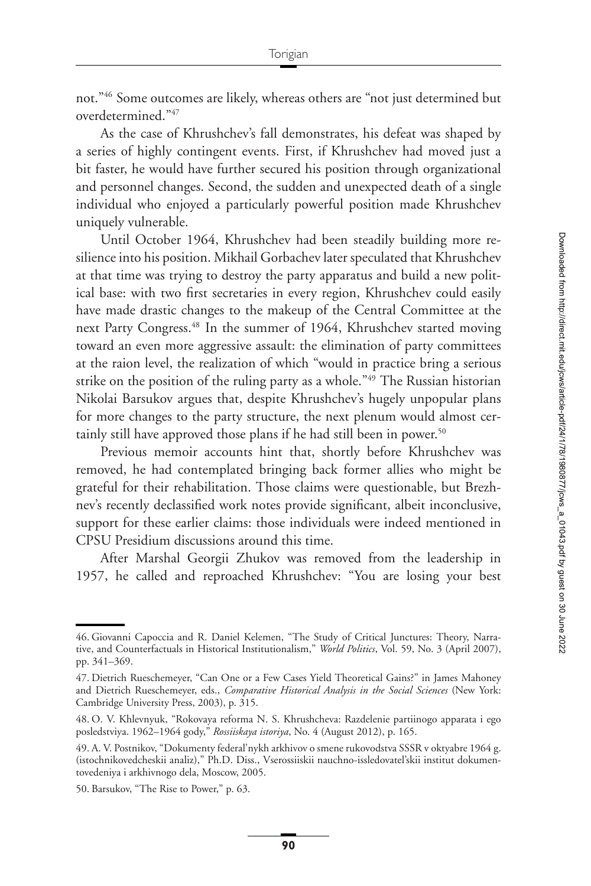not."[46] Some outcomes are likely, whereas others are "not just determined but overdetermined."[47]

As the case of Khrushchev's fall demonstrates, his defeat was shaped by a series of highly contingent events. First, if Khrushchev had moved just a bit faster, he would have further secured his position through organizational and personnel changes. Second, the sudden and unexpected death of a single individual who enjoyed a particularly powerful position made Khrushchev uniquely vulnerable.

Until October 1964, Khrushchev had been steadily building more resilience into his position. Mikhail Gorbachev later speculated that Khrushchev at that time was trying to destroy the party apparatus and build a new political base: with two first secretaries in every region, Khrushchev could easily have made drastic changes to the makeup of the Central Committee at the next Party Congress.[48] In the summer of 1964, Khrushchev started moving toward an even more aggressive assault: the elimination of party committees at the raion level, the realization of which "would in practice bring a serious strike on the position of the ruling party as a whole."[49] The Russian historian Nikolai Barsukov argues that, despite Khrushchev's hugely unpopular plans for more changes to the party structure, the next plenum would almost certainly still have approved those plans if he had still been in power.[50]

Previous memoir accounts hint that, shortly before Khrushchev was removed, he had contemplated bringing back former allies who might be grateful for their rehabilitation. Those claims were questionable, but Brezhnev's recently declassified work notes provide significant, albeit inconclusive, support for these earlier claims: those individuals were indeed mentioned in CPSU Presidium discussions around this time.

After Marshal Georgii Zhukov was removed from the leadership in 1957, he called and reproached Khrushchev: "You are losing your best

46. Giovanni Capoccia and R. Daniel Kelemen, "The Study of Critical Junctures: Theory, Narrative, and Counterfactuals in Historical Institutionalism," *World Politics*, Vol. 59, No. 3 (April 2007), pp. 341–369.

47. Dietrich Rueschemeyer, "Can One or a Few Cases Yield Theoretical Gains?" in James Mahoney and Dietrich Rueschemeyer, eds., *Comparative Historical Analysis in the Social Sciences* (New York: Cambridge University Press, 2003), p. 315.

48. O. V. Khlevnyuk, "Rokovaya reforma N. S. Khrushcheva: Razdelenie partiinogo apparata i ego posledstviya. 1962–1964 gody," *Rossiiskaya istoriya*, No. 4 (August 2012), p. 165.

49. A. V. Postnikov, "Dokumenty federal'nykh arkhivov o smene rukovodstva SSSR v oktyabre 1964 g. (istochnikovedcheskii analiz)," Ph.D. Diss., Vserossiiskii nauchno-issledovatel'skii institut dokumentovedeniya i arkhivnogo dela, Moscow, 2005.

50. Barsukov, "The Rise to Power," p. 63.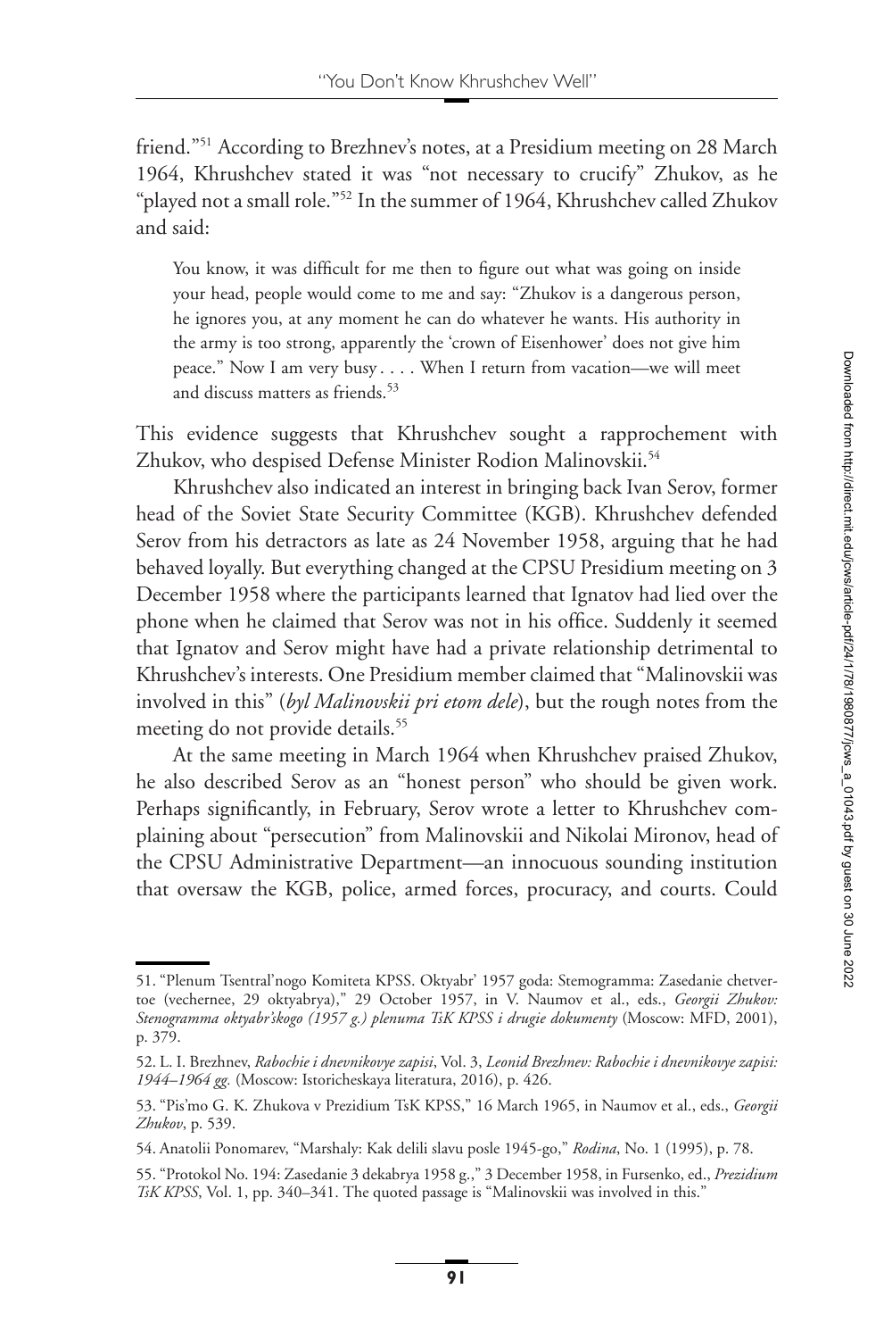friend."[51] According to Brezhnev's notes, at a Presidium meeting on 28 March 1964, Khrushchev stated it was "not necessary to crucify" Zhukov, as he "played not a small role."[52] In the summer of 1964, Khrushchev called Zhukov and said:

> You know, it was difficult for me then to figure out what was going on inside your head, people would come to me and say: "Zhukov is a dangerous person, he ignores you, at any moment he can do whatever he wants. His authority in the army is too strong, apparently the 'crown of Eisenhower' does not give him peace." Now I am very busy . . . . When I return from vacation—we will meet and discuss matters as friends.[53]

This evidence suggests that Khrushchev sought a rapprochement with Zhukov, who despised Defense Minister Rodion Malinovskii.[54]

Khrushchev also indicated an interest in bringing back Ivan Serov, former head of the Soviet State Security Committee (KGB). Khrushchev defended Serov from his detractors as late as 24 November 1958, arguing that he had behaved loyally. But everything changed at the CPSU Presidium meeting on 3 December 1958 where the participants learned that Ignatov had lied over the phone when he claimed that Serov was not in his office. Suddenly it seemed that Ignatov and Serov might have had a private relationship detrimental to Khrushchev's interests. One Presidium member claimed that "Malinovskii was involved in this" (*byl Malinovskii pri etom dele*), but the rough notes from the meeting do not provide details.[55]

At the same meeting in March 1964 when Khrushchev praised Zhukov, he also described Serov as an "honest person" who should be given work. Perhaps significantly, in February, Serov wrote a letter to Khrushchev complaining about "persecution" from Malinovskii and Nikolai Mironov, head of the CPSU Administrative Department—an innocuous sounding institution that oversaw the KGB, police, armed forces, procuracy, and courts. Could

---

51. "Plenum Tsentral'nogo Komiteta KPSS. Oktyabr' 1957 goda: Stemogramma: Zasedanie chetvertoe (vechernee, 29 oktyabrya)," 29 October 1957, in V. Naumov et al., eds., *Georgii Zhukov: Stenogramma oktyabr'skogo (1957 g.) plenuma TsK KPSS i drugie dokumenty* (Moscow: MFD, 2001), p. 379.

52. L. I. Brezhnev, *Rabochie i dnevnikovye zapisi*, Vol. 3, *Leonid Brezhnev: Rabochie i dnevnikovye zapisi: 1944–1964 gg.* (Moscow: Istoricheskaya literatura, 2016), p. 426.

53. "Pis'mo G. K. Zhukova v Prezidium TsK KPSS," 16 March 1965, in Naumov et al., eds., *Georgii Zhukov*, p. 539.

54. Anatolii Ponomarev, "Marshaly: Kak delili slavu posle 1945-go," *Rodina*, No. 1 (1995), p. 78.

55. "Protokol No. 194: Zasedanie 3 dekabrya 1958 g.," 3 December 1958, in Fursenko, ed., *Prezidium TsK KPSS*, Vol. 1, pp. 340–341. The quoted passage is "Malinovskii was involved in this."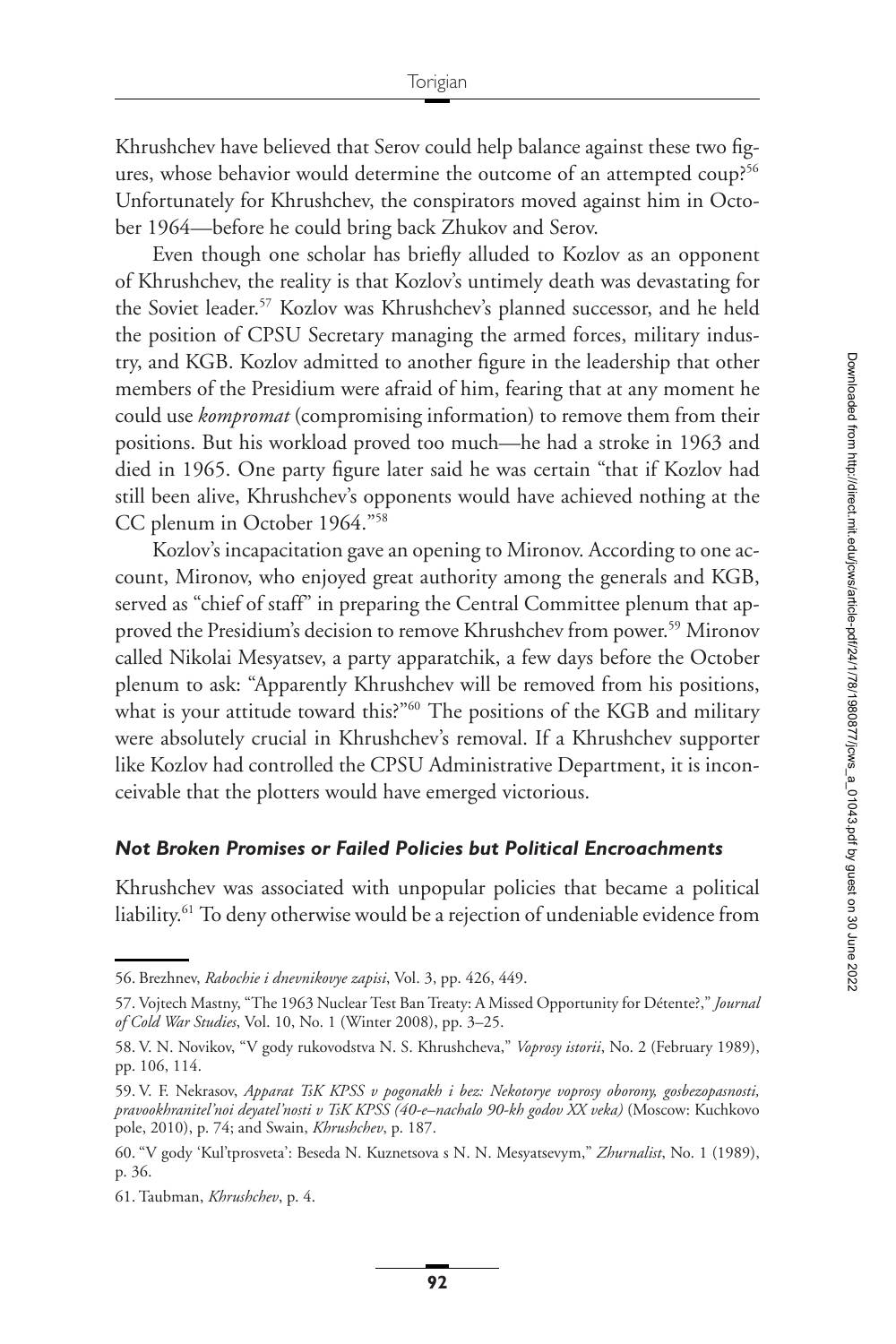Khrushchev have believed that Serov could help balance against these two figures, whose behavior would determine the outcome of an attempted coup?[56] Unfortunately for Khrushchev, the conspirators moved against him in October 1964—before he could bring back Zhukov and Serov.

Even though one scholar has briefly alluded to Kozlov as an opponent of Khrushchev, the reality is that Kozlov's untimely death was devastating for the Soviet leader.[57] Kozlov was Khrushchev's planned successor, and he held the position of CPSU Secretary managing the armed forces, military industry, and KGB. Kozlov admitted to another figure in the leadership that other members of the Presidium were afraid of him, fearing that at any moment he could use *kompromat* (compromising information) to remove them from their positions. But his workload proved too much—he had a stroke in 1963 and died in 1965. One party figure later said he was certain "that if Kozlov had still been alive, Khrushchev's opponents would have achieved nothing at the CC plenum in October 1964."[58]

Kozlov's incapacitation gave an opening to Mironov. According to one account, Mironov, who enjoyed great authority among the generals and KGB, served as "chief of staff" in preparing the Central Committee plenum that approved the Presidium's decision to remove Khrushchev from power.[59] Mironov called Nikolai Mesyatsev, a party apparatchik, a few days before the October plenum to ask: "Apparently Khrushchev will be removed from his positions, what is your attitude toward this?"[60] The positions of the KGB and military were absolutely crucial in Khrushchev's removal. If a Khrushchev supporter like Kozlov had controlled the CPSU Administrative Department, it is inconceivable that the plotters would have emerged victorious.

### *Not Broken Promises or Failed Policies but Political Encroachments*

Khrushchev was associated with unpopular policies that became a political liability.[61] To deny otherwise would be a rejection of undeniable evidence from

---

56. Brezhnev, *Rabochie i dnevnikovye zapisi*, Vol. 3, pp. 426, 449.

57. Vojtech Mastny, "The 1963 Nuclear Test Ban Treaty: A Missed Opportunity for Détente?," *Journal of Cold War Studies*, Vol. 10, No. 1 (Winter 2008), pp. 3–25.

58. V. N. Novikov, "V gody rukovodstva N. S. Khrushcheva," *Voprosy istorii*, No. 2 (February 1989), pp. 106, 114.

59. V. F. Nekrasov, *Apparat TsK KPSS v pogonakh i bez: Nekotorye voprosy oborony, gosbezopasnosti, pravookhranitel'noi deyatel'nosti v TsK KPSS (40-e–nachalo 90-kh godov XX veka)* (Moscow: Kuchkovo pole, 2010), p. 74; and Swain, *Khrushchev*, p. 187.

60. "V gody 'Kul'tprosveta': Beseda N. Kuznetsova s N. N. Mesyatsevym," *Zhurnalist*, No. 1 (1989), p. 36.

61. Taubman, *Khrushchev*, p. 4.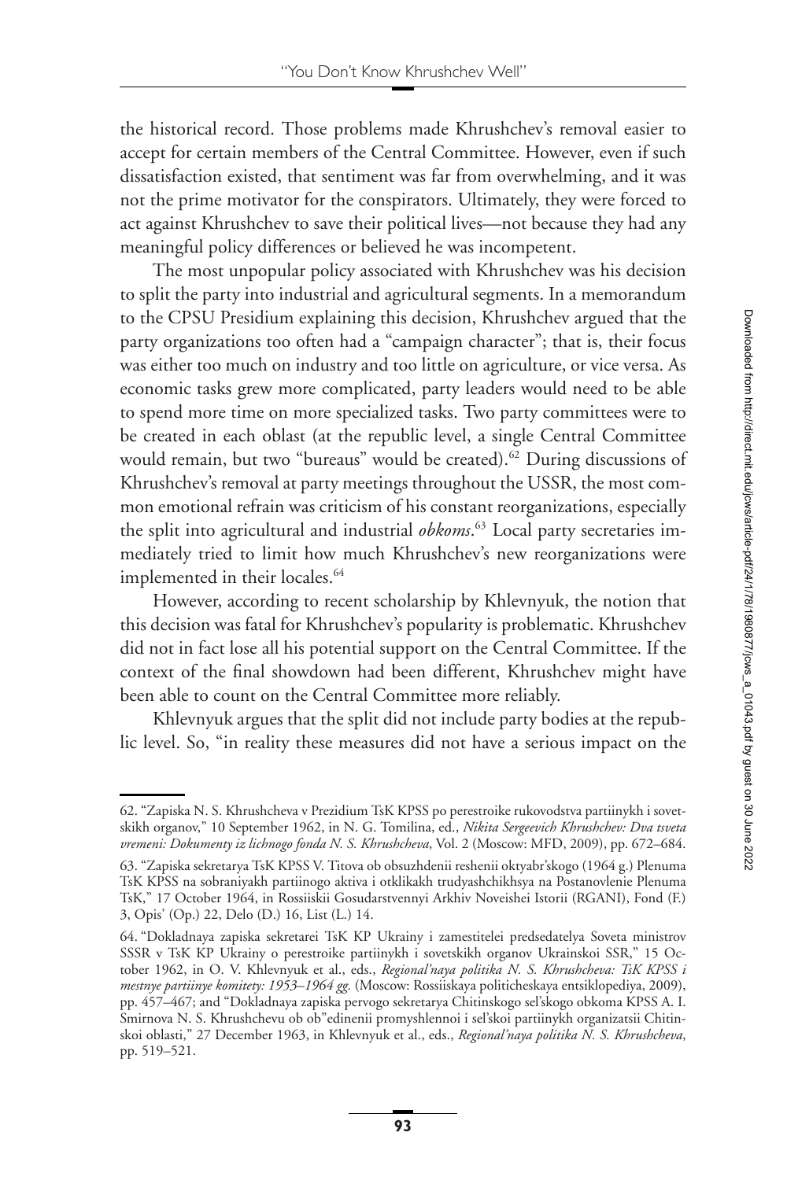the historical record. Those problems made Khrushchev's removal easier to accept for certain members of the Central Committee. However, even if such dissatisfaction existed, that sentiment was far from overwhelming, and it was not the prime motivator for the conspirators. Ultimately, they were forced to act against Khrushchev to save their political lives—not because they had any meaningful policy differences or believed he was incompetent.

The most unpopular policy associated with Khrushchev was his decision to split the party into industrial and agricultural segments. In a memorandum to the CPSU Presidium explaining this decision, Khrushchev argued that the party organizations too often had a "campaign character"; that is, their focus was either too much on industry and too little on agriculture, or vice versa. As economic tasks grew more complicated, party leaders would need to be able to spend more time on more specialized tasks. Two party committees were to be created in each oblast (at the republic level, a single Central Committee would remain, but two "bureaus" would be created).[62] During discussions of Khrushchev's removal at party meetings throughout the USSR, the most common emotional refrain was criticism of his constant reorganizations, especially the split into agricultural and industrial *obkoms*.[63] Local party secretaries immediately tried to limit how much Khrushchev's new reorganizations were implemented in their locales.[64]

However, according to recent scholarship by Khlevnyuk, the notion that this decision was fatal for Khrushchev's popularity is problematic. Khrushchev did not in fact lose all his potential support on the Central Committee. If the context of the final showdown had been different, Khrushchev might have been able to count on the Central Committee more reliably.

Khlevnyuk argues that the split did not include party bodies at the republic level. So, "in reality these measures did not have a serious impact on the

---

62. "Zapiska N. S. Khrushcheva v Prezidium TsK KPSS po perestroike rukovodstva partiinykh i sovetskikh organov," 10 September 1962, in N. G. Tomilina, ed., *Nikita Sergeevich Khrushchev: Dva tsveta vremeni: Dokumenty iz lichnogo fonda N. S. Khrushcheva*, Vol. 2 (Moscow: MFD, 2009), pp. 672–684.

63. "Zapiska sekretarya TsK KPSS V. Titova ob obsuzhdenii reshenii oktyabr'skogo (1964 g.) Plenuma TsK KPSS na sobraniyakh partiinogo aktiva i otklikakh trudyashchikhsya na Postanovlenie Plenuma TsK," 17 October 1964, in Rossiiskii Gosudarstvennyi Arkhiv Noveishei Istorii (RGANI), Fond (F.) 3, Opis' (Op.) 22, Delo (D.) 16, List (L.) 14.

64. "Dokladnaya zapiska sekretarei TsK KP Ukrainy i zamestitelei predsedatelya Soveta ministrov SSSR v TsK KP Ukrainy o perestroike partiinykh i sovetskikh organov Ukrainskoi SSR," 15 October 1962, in O. V. Khlevnyuk et al., eds., *Regional'naya politika N. S. Khrushcheva: TsK KPSS i mestnye partiinye komitety: 1953–1964 gg.* (Moscow: Rossiiskaya politicheskaya entsiklopediya, 2009), pp. 457–467; and "Dokladnaya zapiska pervogo sekretarya Chitinskogo sel'skogo obkoma KPSS A. I. Smirnova N. S. Khrushchevu ob ob"edinenii promyshlennoi i sel'skoi partiinykh organizatsii Chitinskoi oblasti," 27 December 1963, in Khlevnyuk et al., eds., *Regional'naya politika N. S. Khrushcheva*, pp. 519–521.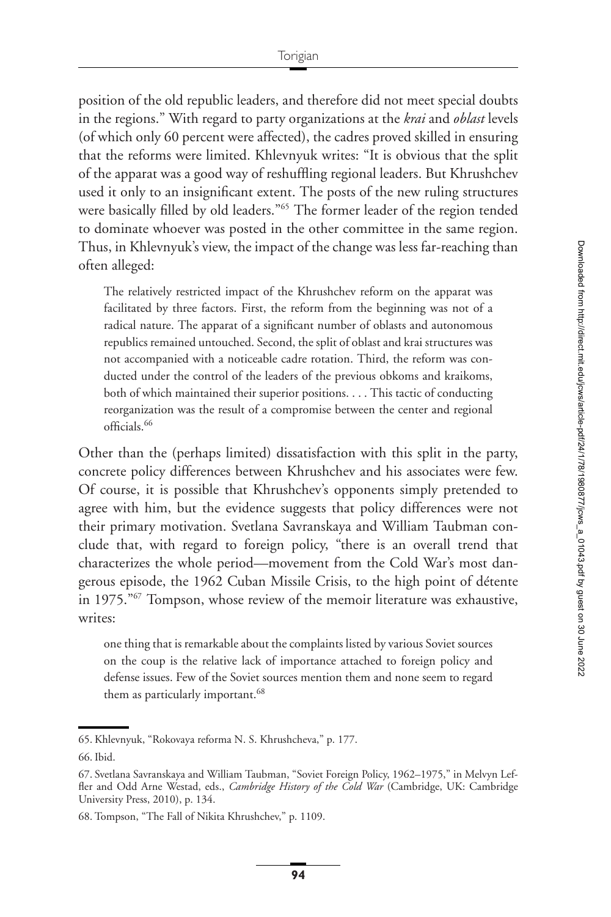position of the old republic leaders, and therefore did not meet special doubts in the regions." With regard to party organizations at the *krai* and *oblast* levels (of which only 60 percent were affected), the cadres proved skilled in ensuring that the reforms were limited. Khlevnyuk writes: "It is obvious that the split of the apparat was a good way of reshuffling regional leaders. But Khrushchev used it only to an insignificant extent. The posts of the new ruling structures were basically filled by old leaders."[65] The former leader of the region tended to dominate whoever was posted in the other committee in the same region. Thus, in Khlevnyuk's view, the impact of the change was less far-reaching than often alleged:

> The relatively restricted impact of the Khrushchev reform on the apparat was facilitated by three factors. First, the reform from the beginning was not of a radical nature. The apparat of a significant number of oblasts and autonomous republics remained untouched. Second, the split of oblast and krai structures was not accompanied with a noticeable cadre rotation. Third, the reform was conducted under the control of the leaders of the previous obkoms and kraikoms, both of which maintained their superior positions. . . . This tactic of conducting reorganization was the result of a compromise between the center and regional officials.[66]

Other than the (perhaps limited) dissatisfaction with this split in the party, concrete policy differences between Khrushchev and his associates were few. Of course, it is possible that Khrushchev's opponents simply pretended to agree with him, but the evidence suggests that policy differences were not their primary motivation. Svetlana Savranskaya and William Taubman conclude that, with regard to foreign policy, "there is an overall trend that characterizes the whole period—movement from the Cold War's most dangerous episode, the 1962 Cuban Missile Crisis, to the high point of détente in 1975."[67] Tompson, whose review of the memoir literature was exhaustive, writes:

> one thing that is remarkable about the complaints listed by various Soviet sources on the coup is the relative lack of importance attached to foreign policy and defense issues. Few of the Soviet sources mention them and none seem to regard them as particularly important.[68]

---

65. Khlevnyuk, "Rokovaya reforma N. S. Khrushcheva," p. 177.

66. Ibid.

67. Svetlana Savranskaya and William Taubman, "Soviet Foreign Policy, 1962–1975," in Melvyn Leffler and Odd Arne Westad, eds., *Cambridge History of the Cold War* (Cambridge, UK: Cambridge University Press, 2010), p. 134.

68. Tompson, "The Fall of Nikita Khrushchev," p. 1109.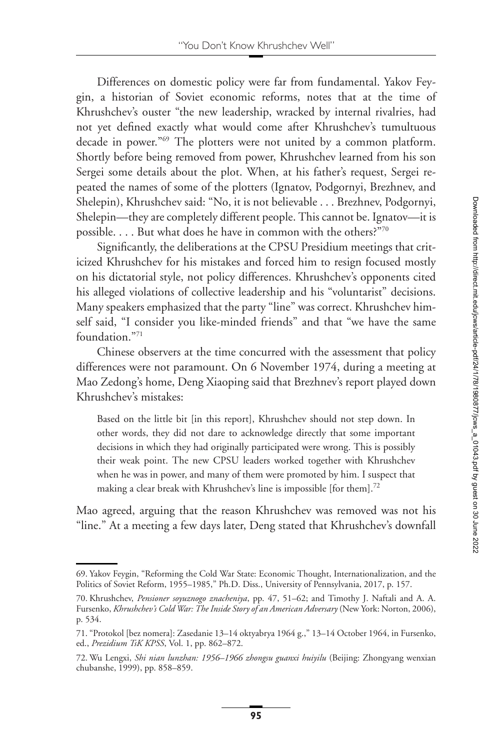Differences on domestic policy were far from fundamental. Yakov Feygin, a historian of Soviet economic reforms, notes that at the time of Khrushchev's ouster "the new leadership, wracked by internal rivalries, had not yet defined exactly what would come after Khrushchev's tumultuous decade in power."[69] The plotters were not united by a common platform. Shortly before being removed from power, Khrushchev learned from his son Sergei some details about the plot. When, at his father's request, Sergei repeated the names of some of the plotters (Ignatov, Podgornyi, Brezhnev, and Shelepin), Khrushchev said: "No, it is not believable . . . Brezhnev, Podgornyi, Shelepin—they are completely different people. This cannot be. Ignatov—it is possible. . . . But what does he have in common with the others?"[70]

Significantly, the deliberations at the CPSU Presidium meetings that criticized Khrushchev for his mistakes and forced him to resign focused mostly on his dictatorial style, not policy differences. Khrushchev's opponents cited his alleged violations of collective leadership and his "voluntarist" decisions. Many speakers emphasized that the party "line" was correct. Khrushchev himself said, "I consider you like-minded friends" and that "we have the same foundation."[71]

Chinese observers at the time concurred with the assessment that policy differences were not paramount. On 6 November 1974, during a meeting at Mao Zedong's home, Deng Xiaoping said that Brezhnev's report played down Khrushchev's mistakes:

> Based on the little bit [in this report], Khrushchev should not step down. In other words, they did not dare to acknowledge directly that some important decisions in which they had originally participated were wrong. This is possibly their weak point. The new CPSU leaders worked together with Khrushchev when he was in power, and many of them were promoted by him. I suspect that making a clear break with Khrushchev's line is impossible [for them].[72]

Mao agreed, arguing that the reason Khrushchev was removed was not his "line." At a meeting a few days later, Deng stated that Khrushchev's downfall

---

69. Yakov Feygin, "Reforming the Cold War State: Economic Thought, Internationalization, and the Politics of Soviet Reform, 1955–1985," Ph.D. Diss., University of Pennsylvania, 2017, p. 157.

70. Khrushchev, *Pensioner soyuznogo znacheniya*, pp. 47, 51–62; and Timothy J. Naftali and A. A. Fursenko, *Khrushchev's Cold War: The Inside Story of an American Adversary* (New York: Norton, 2006), p. 534.

71. "Protokol [bez nomera]: Zasedanie 13–14 oktyabrya 1964 g.," 13–14 October 1964, in Fursenko, ed., *Prezidium TsK KPSS*, Vol. 1, pp. 862–872.

72. Wu Lengxi, *Shi nian lunzhan: 1956–1966 zhongsu guanxi huiyilu* (Beijing: Zhongyang wenxian chubanshe, 1999), pp. 858–859.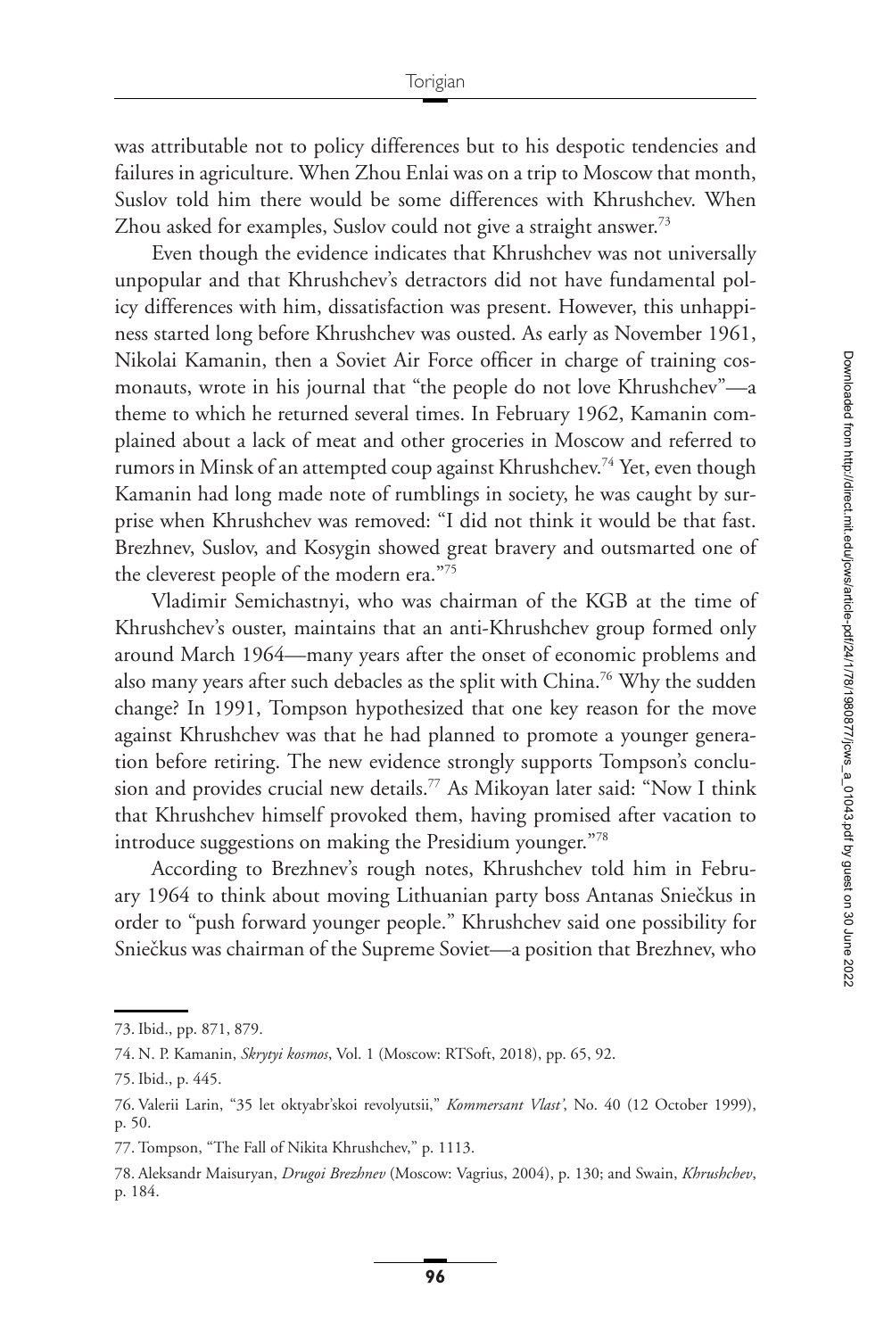was attributable not to policy differences but to his despotic tendencies and failures in agriculture. When Zhou Enlai was on a trip to Moscow that month, Suslov told him there would be some differences with Khrushchev. When Zhou asked for examples, Suslov could not give a straight answer.[73]

Even though the evidence indicates that Khrushchev was not universally unpopular and that Khrushchev's detractors did not have fundamental policy differences with him, dissatisfaction was present. However, this unhappiness started long before Khrushchev was ousted. As early as November 1961, Nikolai Kamanin, then a Soviet Air Force officer in charge of training cosmonauts, wrote in his journal that "the people do not love Khrushchev"—a theme to which he returned several times. In February 1962, Kamanin complained about a lack of meat and other groceries in Moscow and referred to rumors in Minsk of an attempted coup against Khrushchev.[74] Yet, even though Kamanin had long made note of rumblings in society, he was caught by surprise when Khrushchev was removed: "I did not think it would be that fast. Brezhnev, Suslov, and Kosygin showed great bravery and outsmarted one of the cleverest people of the modern era."[75]

Vladimir Semichastnyi, who was chairman of the KGB at the time of Khrushchev's ouster, maintains that an anti-Khrushchev group formed only around March 1964—many years after the onset of economic problems and also many years after such debacles as the split with China.[76] Why the sudden change? In 1991, Tompson hypothesized that one key reason for the move against Khrushchev was that he had planned to promote a younger generation before retiring. The new evidence strongly supports Tompson's conclusion and provides crucial new details.[77] As Mikoyan later said: "Now I think that Khrushchev himself provoked them, having promised after vacation to introduce suggestions on making the Presidium younger."[78]

According to Brezhnev's rough notes, Khrushchev told him in February 1964 to think about moving Lithuanian party boss Antanas Sniečkus in order to "push forward younger people." Khrushchev said one possibility for Sniečkus was chairman of the Supreme Soviet—a position that Brezhnev, who

73. Ibid., pp. 871, 879.

74. N. P. Kamanin, *Skrytyi kosmos*, Vol. 1 (Moscow: RTSoft, 2018), pp. 65, 92.

75. Ibid., p. 445.

76. Valerii Larin, "35 let oktyabr'skoi revolyutsii," *Kommersant Vlast'*, No. 40 (12 October 1999), p. 50.

77. Tompson, "The Fall of Nikita Khrushchev," p. 1113.

78. Aleksandr Maisuryan, *Drugoi Brezhnev* (Moscow: Vagrius, 2004), p. 130; and Swain, *Khrushchev*, p. 184.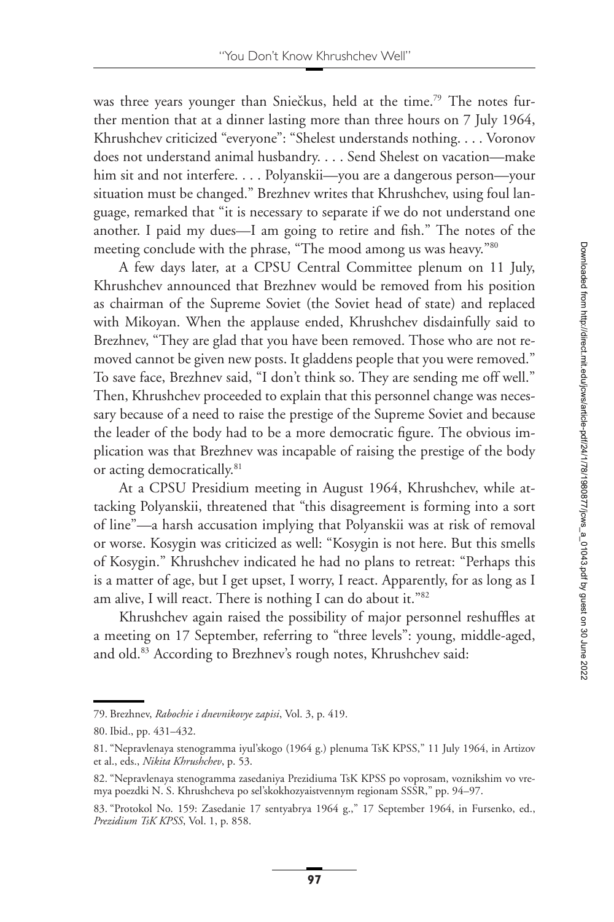was three years younger than Sniečkus, held at the time.[79] The notes further mention that at a dinner lasting more than three hours on 7 July 1964, Khrushchev criticized "everyone": "Shelest understands nothing. . . . Voronov does not understand animal husbandry. . . . Send Shelest on vacation—make him sit and not interfere. . . . Polyanskii—you are a dangerous person—your situation must be changed." Brezhnev writes that Khrushchev, using foul language, remarked that "it is necessary to separate if we do not understand one another. I paid my dues—I am going to retire and fish." The notes of the meeting conclude with the phrase, "The mood among us was heavy."[80]

A few days later, at a CPSU Central Committee plenum on 11 July, Khrushchev announced that Brezhnev would be removed from his position as chairman of the Supreme Soviet (the Soviet head of state) and replaced with Mikoyan. When the applause ended, Khrushchev disdainfully said to Brezhnev, "They are glad that you have been removed. Those who are not removed cannot be given new posts. It gladdens people that you were removed." To save face, Brezhnev said, "I don't think so. They are sending me off well." Then, Khrushchev proceeded to explain that this personnel change was necessary because of a need to raise the prestige of the Supreme Soviet and because the leader of the body had to be a more democratic figure. The obvious implication was that Brezhnev was incapable of raising the prestige of the body or acting democratically.[81]

At a CPSU Presidium meeting in August 1964, Khrushchev, while attacking Polyanskii, threatened that "this disagreement is forming into a sort of line"—a harsh accusation implying that Polyanskii was at risk of removal or worse. Kosygin was criticized as well: "Kosygin is not here. But this smells of Kosygin." Khrushchev indicated he had no plans to retreat: "Perhaps this is a matter of age, but I get upset, I worry, I react. Apparently, for as long as I am alive, I will react. There is nothing I can do about it."[82]

Khrushchev again raised the possibility of major personnel reshuffles at a meeting on 17 September, referring to "three levels": young, middle-aged, and old.[83] According to Brezhnev's rough notes, Khrushchev said:

---

79. Brezhnev, *Rabochie i dnevnikovye zapisi*, Vol. 3, p. 419.

80. Ibid., pp. 431–432.

81. "Nepravlenaya stenogramma iyul'skogo (1964 g.) plenuma TsK KPSS," 11 July 1964, in Artizov et al., eds., *Nikita Khrushchev*, p. 53.

82. "Nepravlenaya stenogramma zasedaniya Prezidiuma TsK KPSS po voprosam, voznikshim vo vremya poezdki N. S. Khrushcheva po sel'skokhozyaistvennym regionam SSSR," pp. 94–97.

83. "Protokol No. 159: Zasedanie 17 sentyabrya 1964 g.," 17 September 1964, in Fursenko, ed., *Prezidium TsK KPSS*, Vol. 1, p. 858.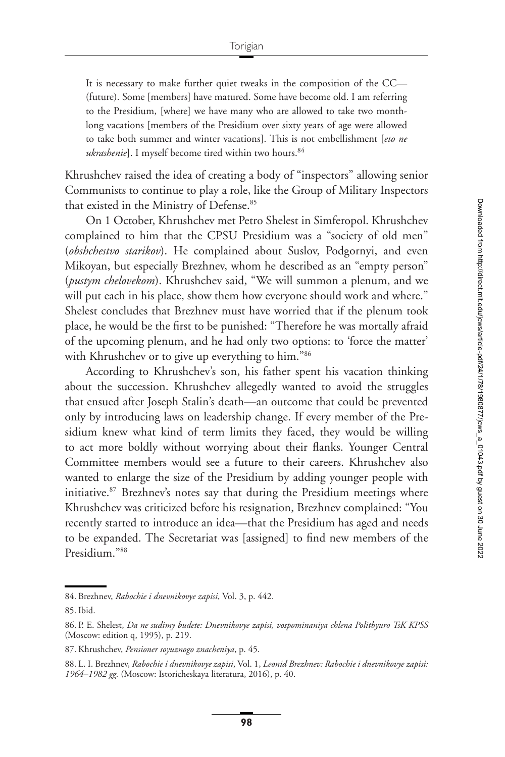> It is necessary to make further quiet tweaks in the composition of the CC—(future). Some [members] have matured. Some have become old. I am referring to the Presidium, [where] we have many who are allowed to take two month-long vacations [members of the Presidium over sixty years of age were allowed to take both summer and winter vacations]. This is not embellishment [*eto ne ukrashenie*]. I myself become tired within two hours.[84]

Khrushchev raised the idea of creating a body of "inspectors" allowing senior Communists to continue to play a role, like the Group of Military Inspectors that existed in the Ministry of Defense.[85]

On 1 October, Khrushchev met Petro Shelest in Simferopol. Khrushchev complained to him that the CPSU Presidium was a "society of old men" (*obshchestvo starikov*). He complained about Suslov, Podgornyi, and even Mikoyan, but especially Brezhnev, whom he described as an "empty person" (*pustym chelovekom*). Khrushchev said, "We will summon a plenum, and we will put each in his place, show them how everyone should work and where." Shelest concludes that Brezhnev must have worried that if the plenum took place, he would be the first to be punished: "Therefore he was mortally afraid of the upcoming plenum, and he had only two options: to 'force the matter' with Khrushchev or to give up everything to him."[86]

According to Khrushchev's son, his father spent his vacation thinking about the succession. Khrushchev allegedly wanted to avoid the struggles that ensued after Joseph Stalin's death—an outcome that could be prevented only by introducing laws on leadership change. If every member of the Presidium knew what kind of term limits they faced, they would be willing to act more boldly without worrying about their flanks. Younger Central Committee members would see a future to their careers. Khrushchev also wanted to enlarge the size of the Presidium by adding younger people with initiative.[87] Brezhnev's notes say that during the Presidium meetings where Khrushchev was criticized before his resignation, Brezhnev complained: "You recently started to introduce an idea—that the Presidium has aged and needs to be expanded. The Secretariat was [assigned] to find new members of the Presidium."[88]

---

84. Brezhnev, *Rabochie i dnevnikovye zapisi*, Vol. 3, p. 442.

85. Ibid.

86. P. E. Shelest, *Da ne sudimy budete: Dnevnikovye zapisi, vospominaniya chlena Politbyuro TsK KPSS* (Moscow: edition q, 1995), p. 219.

87. Khrushchev, *Pensioner soyuznogo znacheniya*, p. 45.

88. L. I. Brezhnev, *Rabochie i dnevnikovye zapisi*, Vol. 1, *Leonid Brezhnev: Rabochie i dnevnikovye zapisi: 1964–1982 gg.* (Moscow: Istoricheskaya literatura, 2016), p. 40.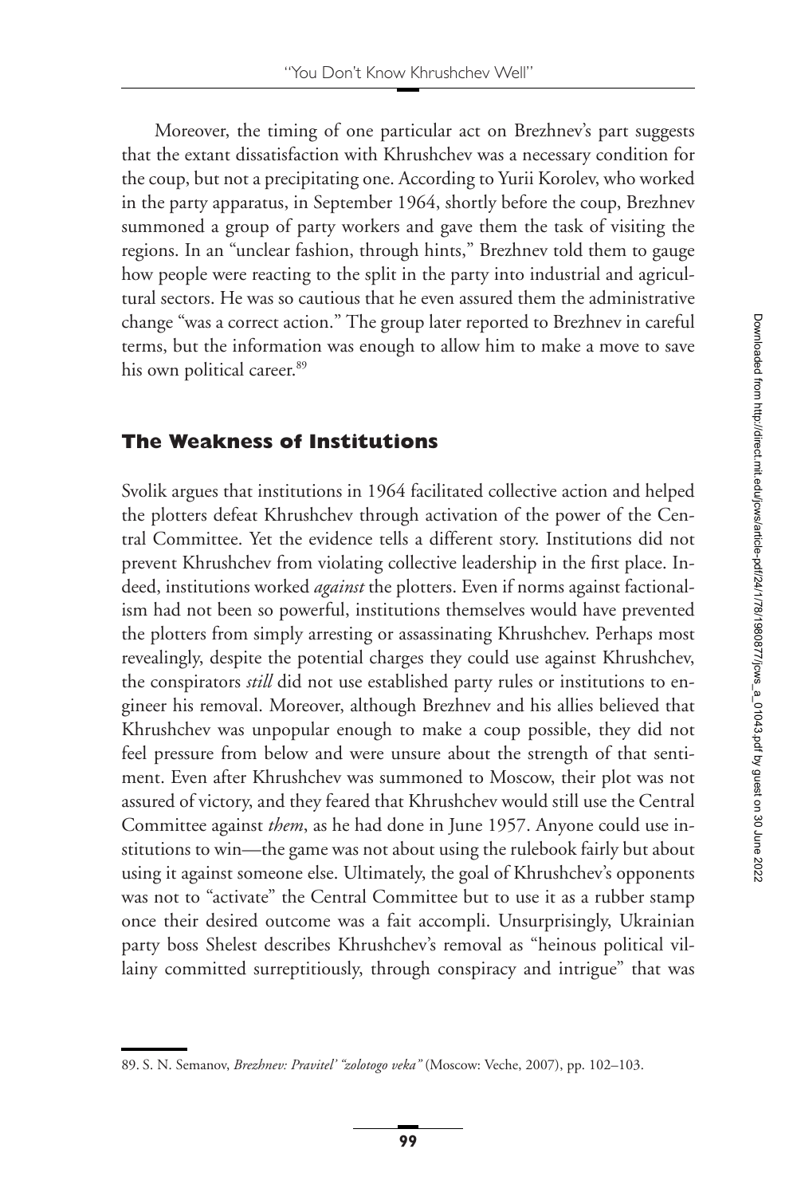Moreover, the timing of one particular act on Brezhnev's part suggests that the extant dissatisfaction with Khrushchev was a necessary condition for the coup, but not a precipitating one. According to Yurii Korolev, who worked in the party apparatus, in September 1964, shortly before the coup, Brezhnev summoned a group of party workers and gave them the task of visiting the regions. In an "unclear fashion, through hints," Brezhnev told them to gauge how people were reacting to the split in the party into industrial and agricultural sectors. He was so cautious that he even assured them the administrative change "was a correct action." The group later reported to Brezhnev in careful terms, but the information was enough to allow him to make a move to save his own political career.[89]

## The Weakness of Institutions

Svolik argues that institutions in 1964 facilitated collective action and helped the plotters defeat Khrushchev through activation of the power of the Central Committee. Yet the evidence tells a different story. Institutions did not prevent Khrushchev from violating collective leadership in the first place. Indeed, institutions worked *against* the plotters. Even if norms against factionalism had not been so powerful, institutions themselves would have prevented the plotters from simply arresting or assassinating Khrushchev. Perhaps most revealingly, despite the potential charges they could use against Khrushchev, the conspirators *still* did not use established party rules or institutions to engineer his removal. Moreover, although Brezhnev and his allies believed that Khrushchev was unpopular enough to make a coup possible, they did not feel pressure from below and were unsure about the strength of that sentiment. Even after Khrushchev was summoned to Moscow, their plot was not assured of victory, and they feared that Khrushchev would still use the Central Committee against *them*, as he had done in June 1957. Anyone could use institutions to win—the game was not about using the rulebook fairly but about using it against someone else. Ultimately, the goal of Khrushchev's opponents was not to "activate" the Central Committee but to use it as a rubber stamp once their desired outcome was a fait accompli. Unsurprisingly, Ukrainian party boss Shelest describes Khrushchev's removal as "heinous political villainy committed surreptitiously, through conspiracy and intrigue" that was

89. S. N. Semanov, *Brezhnev: Pravitel' "zolotogo veka"* (Moscow: Veche, 2007), pp. 102–103.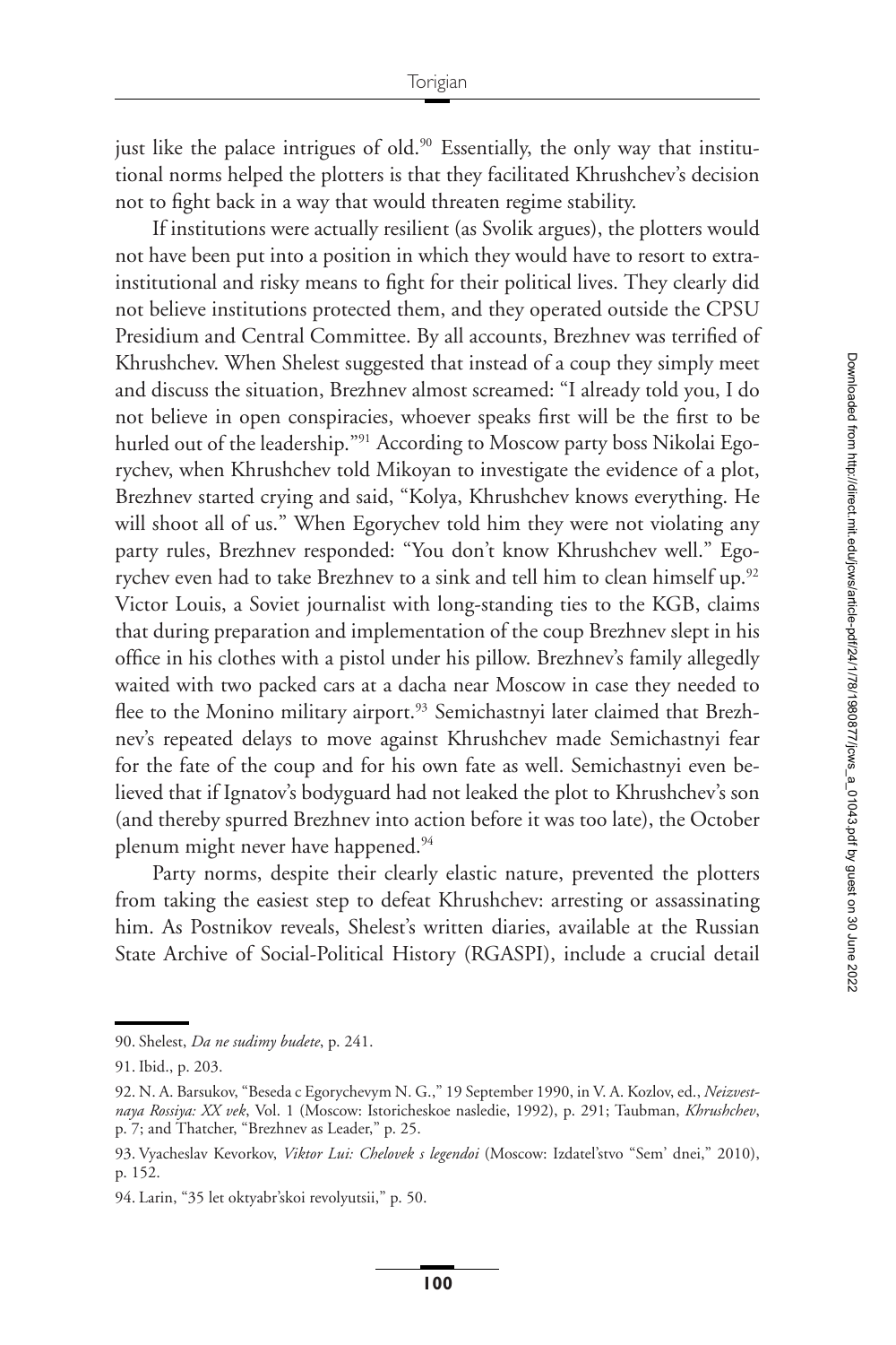just like the palace intrigues of old.[90] Essentially, the only way that institutional norms helped the plotters is that they facilitated Khrushchev's decision not to fight back in a way that would threaten regime stability.

If institutions were actually resilient (as Svolik argues), the plotters would not have been put into a position in which they would have to resort to extra-institutional and risky means to fight for their political lives. They clearly did not believe institutions protected them, and they operated outside the CPSU Presidium and Central Committee. By all accounts, Brezhnev was terrified of Khrushchev. When Shelest suggested that instead of a coup they simply meet and discuss the situation, Brezhnev almost screamed: "I already told you, I do not believe in open conspiracies, whoever speaks first will be the first to be hurled out of the leadership."[91] According to Moscow party boss Nikolai Egorychev, when Khrushchev told Mikoyan to investigate the evidence of a plot, Brezhnev started crying and said, "Kolya, Khrushchev knows everything. He will shoot all of us." When Egorychev told him they were not violating any party rules, Brezhnev responded: "You don't know Khrushchev well." Egorychev even had to take Brezhnev to a sink and tell him to clean himself up.[92] Victor Louis, a Soviet journalist with long-standing ties to the KGB, claims that during preparation and implementation of the coup Brezhnev slept in his office in his clothes with a pistol under his pillow. Brezhnev's family allegedly waited with two packed cars at a dacha near Moscow in case they needed to flee to the Monino military airport.[93] Semichastnyi later claimed that Brezhnev's repeated delays to move against Khrushchev made Semichastnyi fear for the fate of the coup and for his own fate as well. Semichastnyi even believed that if Ignatov's bodyguard had not leaked the plot to Khrushchev's son (and thereby spurred Brezhnev into action before it was too late), the October plenum might never have happened.[94]

Party norms, despite their clearly elastic nature, prevented the plotters from taking the easiest step to defeat Khrushchev: arresting or assassinating him. As Postnikov reveals, Shelest's written diaries, available at the Russian State Archive of Social-Political History (RGASPI), include a crucial detail

---

90. Shelest, *Da ne sudimy budete*, p. 241.

91. Ibid., p. 203.

92. N. A. Barsukov, "Beseda c Egorychevym N. G.," 19 September 1990, in V. A. Kozlov, ed., *Neizvestnaya Rossiya: XX vek*, Vol. 1 (Moscow: Istoricheskoe nasledie, 1992), p. 291; Taubman, *Khrushchev*, p. 7; and Thatcher, "Brezhnev as Leader," p. 25.

93. Vyacheslav Kevorkov, *Viktor Lui: Chelovek s legendoi* (Moscow: Izdatel'stvo "Sem' dnei," 2010), p. 152.

94. Larin, "35 let oktyabr'skoi revolyutsii," p. 50.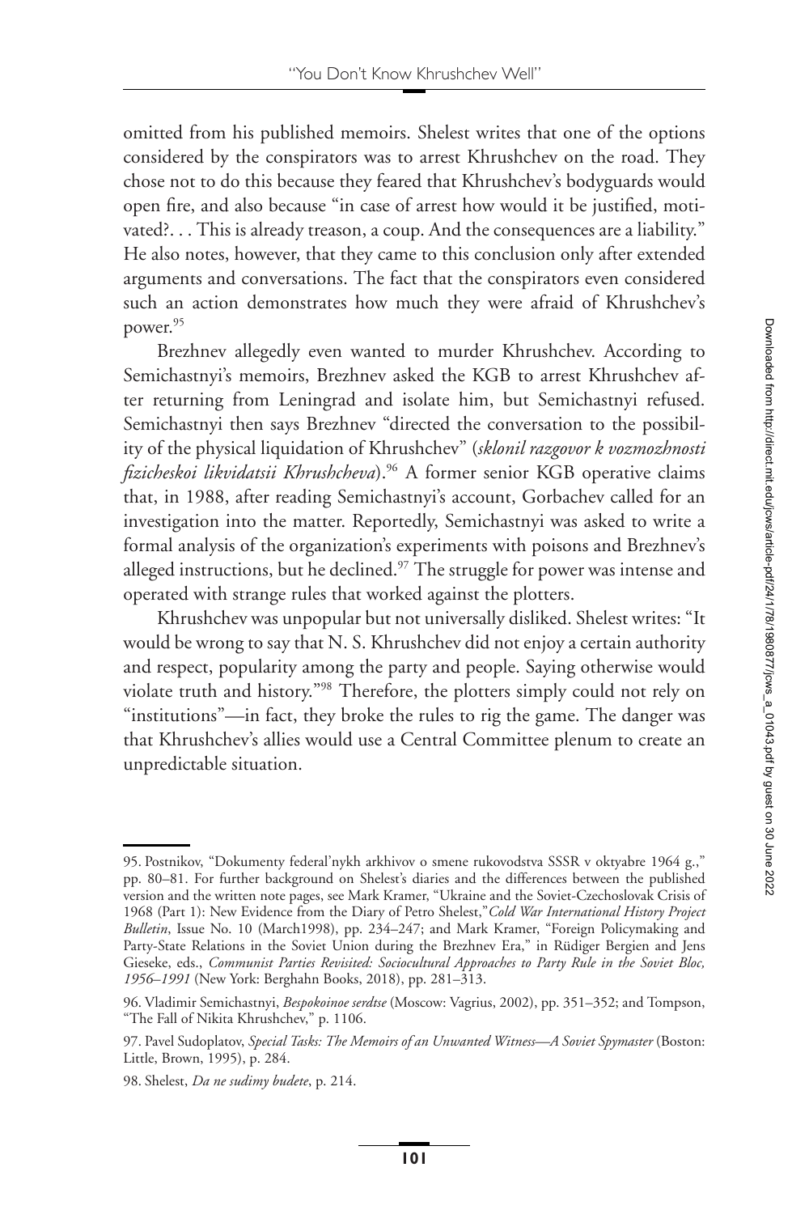omitted from his published memoirs. Shelest writes that one of the options considered by the conspirators was to arrest Khrushchev on the road. They chose not to do this because they feared that Khrushchev's bodyguards would open fire, and also because "in case of arrest how would it be justified, motivated?. . . This is already treason, a coup. And the consequences are a liability." He also notes, however, that they came to this conclusion only after extended arguments and conversations. The fact that the conspirators even considered such an action demonstrates how much they were afraid of Khrushchev's power.[95]

Brezhnev allegedly even wanted to murder Khrushchev. According to Semichastnyi's memoirs, Brezhnev asked the KGB to arrest Khrushchev after returning from Leningrad and isolate him, but Semichastnyi refused. Semichastnyi then says Brezhnev "directed the conversation to the possibility of the physical liquidation of Khrushchev" (*sklonil razgovor k vozmozhnosti fizicheskoi likvidatsii Khrushcheva*).[96] A former senior KGB operative claims that, in 1988, after reading Semichastnyi's account, Gorbachev called for an investigation into the matter. Reportedly, Semichastnyi was asked to write a formal analysis of the organization's experiments with poisons and Brezhnev's alleged instructions, but he declined.[97] The struggle for power was intense and operated with strange rules that worked against the plotters.

Khrushchev was unpopular but not universally disliked. Shelest writes: "It would be wrong to say that N. S. Khrushchev did not enjoy a certain authority and respect, popularity among the party and people. Saying otherwise would violate truth and history."[98] Therefore, the plotters simply could not rely on "institutions"—in fact, they broke the rules to rig the game. The danger was that Khrushchev's allies would use a Central Committee plenum to create an unpredictable situation.

---

95. Postnikov, "Dokumenty federal'nykh arkhivov o smene rukovodstva SSSR v oktyabre 1964 g.," pp. 80–81. For further background on Shelest's diaries and the differences between the published version and the written note pages, see Mark Kramer, "Ukraine and the Soviet-Czechoslovak Crisis of 1968 (Part 1): New Evidence from the Diary of Petro Shelest,"*Cold War International History Project Bulletin*, Issue No. 10 (March1998), pp. 234–247; and Mark Kramer, "Foreign Policymaking and Party-State Relations in the Soviet Union during the Brezhnev Era," in Rüdiger Bergien and Jens Gieseke, eds., *Communist Parties Revisited: Sociocultural Approaches to Party Rule in the Soviet Bloc, 1956–1991* (New York: Berghahn Books, 2018), pp. 281–313.

96. Vladimir Semichastnyi, *Bespokoinoe serdtse* (Moscow: Vagrius, 2002), pp. 351–352; and Tompson, "The Fall of Nikita Khrushchev," p. 1106.

97. Pavel Sudoplatov, *Special Tasks: The Memoirs of an Unwanted Witness—A Soviet Spymaster* (Boston: Little, Brown, 1995), p. 284.

98. Shelest, *Da ne sudimy budete*, p. 214.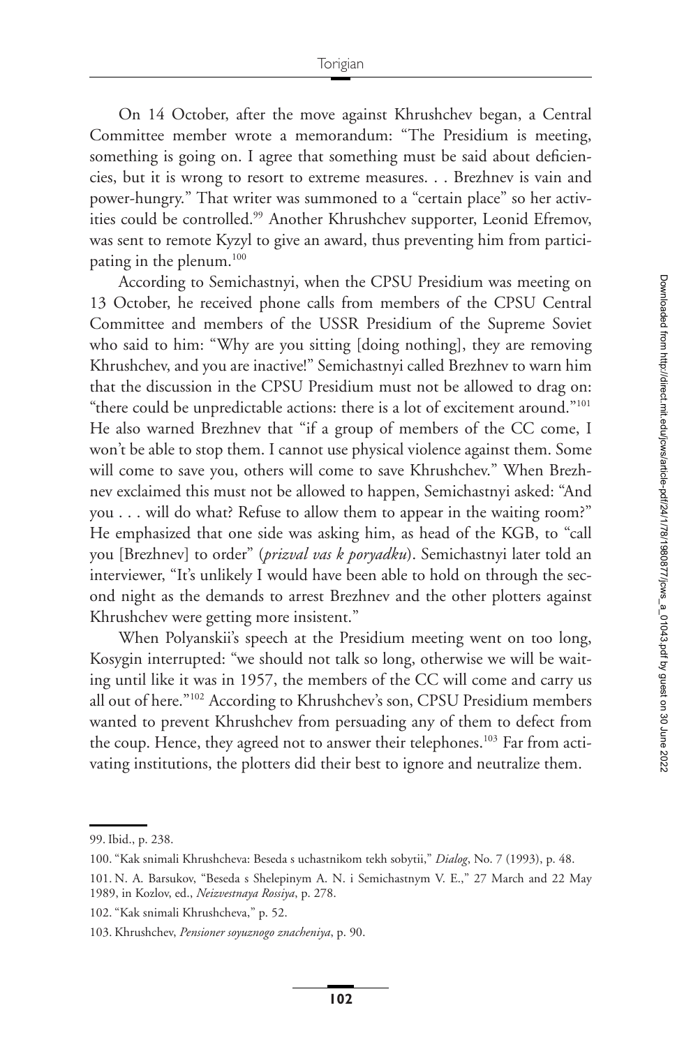On 14 October, after the move against Khrushchev began, a Central Committee member wrote a memorandum: "The Presidium is meeting, something is going on. I agree that something must be said about deficiencies, but it is wrong to resort to extreme measures. . . Brezhnev is vain and power-hungry." That writer was summoned to a "certain place" so her activities could be controlled.[99] Another Khrushchev supporter, Leonid Efremov, was sent to remote Kyzyl to give an award, thus preventing him from participating in the plenum.[100]

According to Semichastnyi, when the CPSU Presidium was meeting on 13 October, he received phone calls from members of the CPSU Central Committee and members of the USSR Presidium of the Supreme Soviet who said to him: "Why are you sitting [doing nothing], they are removing Khrushchev, and you are inactive!" Semichastnyi called Brezhnev to warn him that the discussion in the CPSU Presidium must not be allowed to drag on: "there could be unpredictable actions: there is a lot of excitement around."[101] He also warned Brezhnev that "if a group of members of the CC come, I won't be able to stop them. I cannot use physical violence against them. Some will come to save you, others will come to save Khrushchev." When Brezhnev exclaimed this must not be allowed to happen, Semichastnyi asked: "And you . . . will do what? Refuse to allow them to appear in the waiting room?" He emphasized that one side was asking him, as head of the KGB, to "call you [Brezhnev] to order" (*prizval vas k poryadku*). Semichastnyi later told an interviewer, "It's unlikely I would have been able to hold on through the second night as the demands to arrest Brezhnev and the other plotters against Khrushchev were getting more insistent."

When Polyanskii's speech at the Presidium meeting went on too long, Kosygin interrupted: "we should not talk so long, otherwise we will be waiting until like it was in 1957, the members of the CC will come and carry us all out of here."[102] According to Khrushchev's son, CPSU Presidium members wanted to prevent Khrushchev from persuading any of them to defect from the coup. Hence, they agreed not to answer their telephones.[103] Far from activating institutions, the plotters did their best to ignore and neutralize them.

99. Ibid., p. 238.

100. "Kak snimali Khrushcheva: Beseda s uchastnikom tekh sobytii," *Dialog*, No. 7 (1993), p. 48.

101. N. A. Barsukov, "Beseda s Shelepinym A. N. i Semichastnym V. E.," 27 March and 22 May 1989, in Kozlov, ed., *Neizvestnaya Rossiya*, p. 278.

102. "Kak snimali Khrushcheva," p. 52.

103. Khrushchev, *Pensioner soyuznogo znacheniya*, p. 90.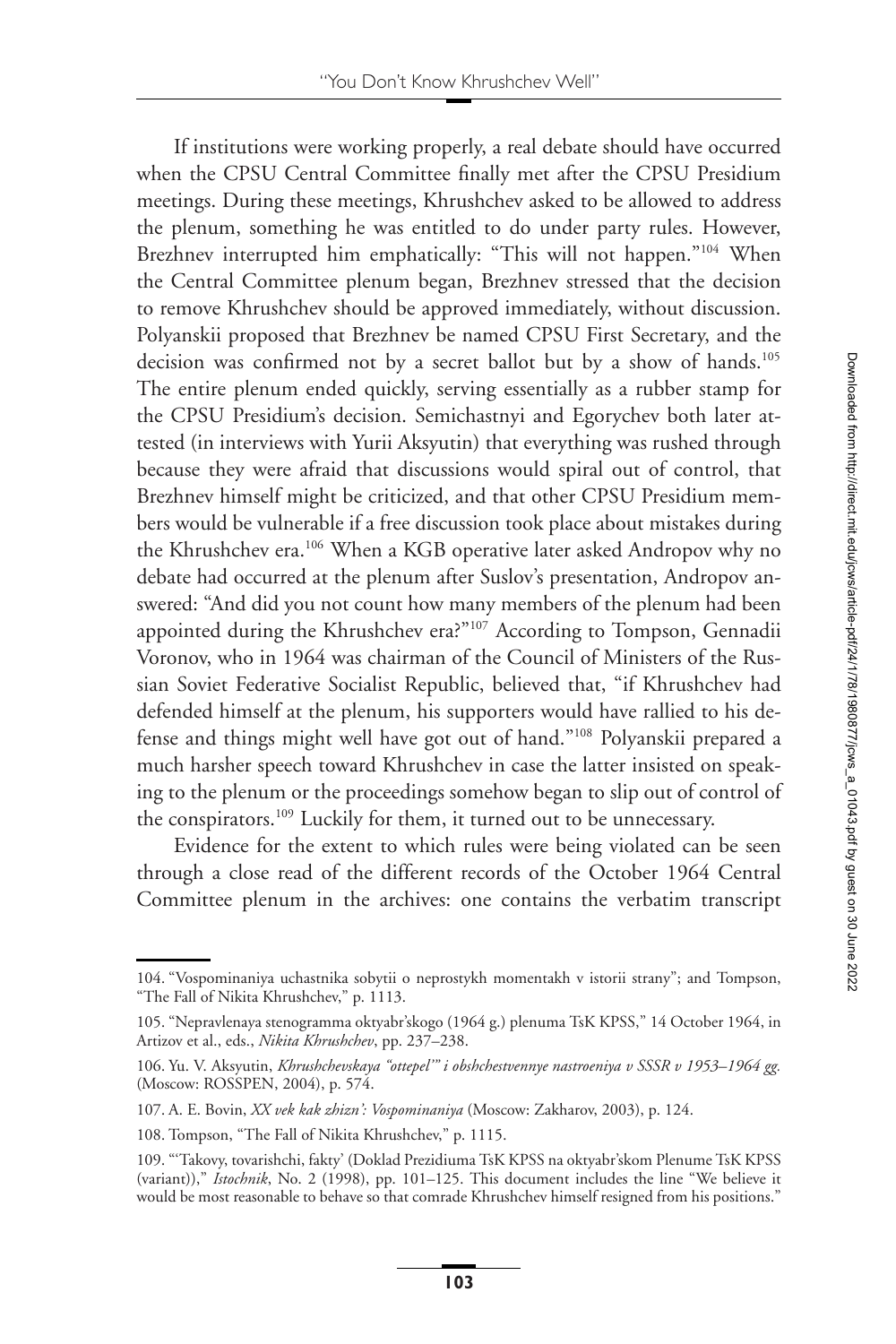If institutions were working properly, a real debate should have occurred when the CPSU Central Committee finally met after the CPSU Presidium meetings. During these meetings, Khrushchev asked to be allowed to address the plenum, something he was entitled to do under party rules. However, Brezhnev interrupted him emphatically: "This will not happen."[104] When the Central Committee plenum began, Brezhnev stressed that the decision to remove Khrushchev should be approved immediately, without discussion. Polyanskii proposed that Brezhnev be named CPSU First Secretary, and the decision was confirmed not by a secret ballot but by a show of hands.[105] The entire plenum ended quickly, serving essentially as a rubber stamp for the CPSU Presidium's decision. Semichastnyi and Egorychev both later attested (in interviews with Yurii Aksyutin) that everything was rushed through because they were afraid that discussions would spiral out of control, that Brezhnev himself might be criticized, and that other CPSU Presidium members would be vulnerable if a free discussion took place about mistakes during the Khrushchev era.[106] When a KGB operative later asked Andropov why no debate had occurred at the plenum after Suslov's presentation, Andropov answered: "And did you not count how many members of the plenum had been appointed during the Khrushchev era?"[107] According to Tompson, Gennadii Voronov, who in 1964 was chairman of the Council of Ministers of the Russian Soviet Federative Socialist Republic, believed that, "if Khrushchev had defended himself at the plenum, his supporters would have rallied to his defense and things might well have got out of hand."[108] Polyanskii prepared a much harsher speech toward Khrushchev in case the latter insisted on speaking to the plenum or the proceedings somehow began to slip out of control of the conspirators.[109] Luckily for them, it turned out to be unnecessary.

Evidence for the extent to which rules were being violated can be seen through a close read of the different records of the October 1964 Central Committee plenum in the archives: one contains the verbatim transcript

104. "Vospominaniya uchastnika sobytii o neprostykh momentakh v istorii strany"; and Tompson, "The Fall of Nikita Khrushchev," p. 1113.

105. "Nepravlenaya stenogramma oktyabr'skogo (1964 g.) plenuma TsK KPSS," 14 October 1964, in Artizov et al., eds., *Nikita Khrushchev*, pp. 237–238.

106. Yu. V. Aksyutin, *Khrushchevskaya "ottepel'" i obshchestvennye nastroeniya v SSSR v 1953–1964 gg.* (Moscow: ROSSPEN, 2004), p. 574.

107. A. E. Bovin, *XX vek kak zhizn': Vospominaniya* (Moscow: Zakharov, 2003), p. 124.

108. Tompson, "The Fall of Nikita Khrushchev," p. 1115.

109. "'Takovy, tovarishchi, fakty' (Doklad Prezidiuma TsK KPSS na oktyabr'skom Plenume TsK KPSS (variant))," *Istochnik*, No. 2 (1998), pp. 101–125. This document includes the line "We believe it would be most reasonable to behave so that comrade Khrushchev himself resigned from his positions."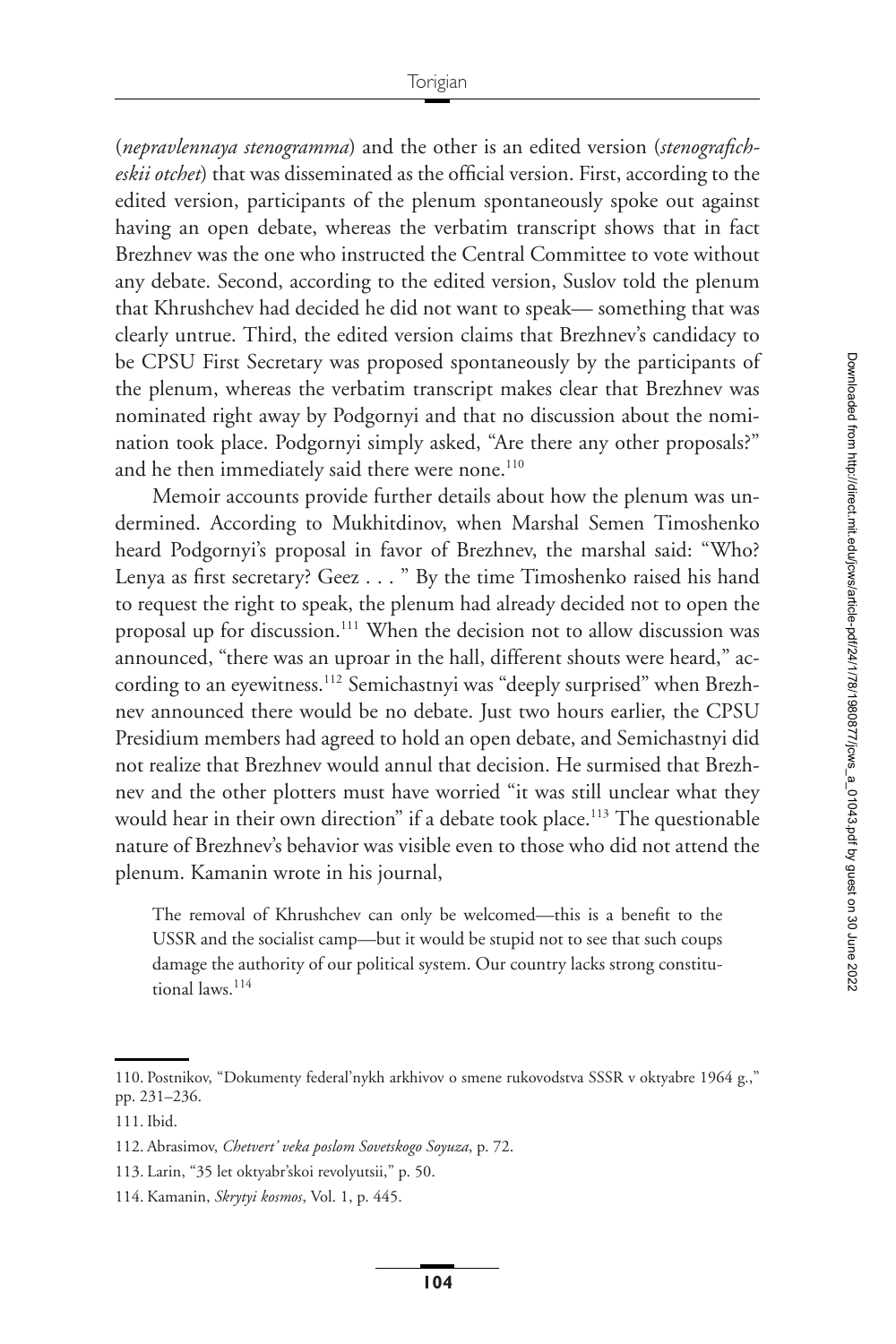(*nepravlennaya stenogramma*) and the other is an edited version (*stenograficheskii otchet*) that was disseminated as the official version. First, according to the edited version, participants of the plenum spontaneously spoke out against having an open debate, whereas the verbatim transcript shows that in fact Brezhnev was the one who instructed the Central Committee to vote without any debate. Second, according to the edited version, Suslov told the plenum that Khrushchev had decided he did not want to speak— something that was clearly untrue. Third, the edited version claims that Brezhnev's candidacy to be CPSU First Secretary was proposed spontaneously by the participants of the plenum, whereas the verbatim transcript makes clear that Brezhnev was nominated right away by Podgornyi and that no discussion about the nomination took place. Podgornyi simply asked, "Are there any other proposals?" and he then immediately said there were none.[110]

Memoir accounts provide further details about how the plenum was undermined. According to Mukhitdinov, when Marshal Semen Timoshenko heard Podgornyi's proposal in favor of Brezhnev, the marshal said: "Who? Lenya as first secretary? Geez . . . " By the time Timoshenko raised his hand to request the right to speak, the plenum had already decided not to open the proposal up for discussion.[111] When the decision not to allow discussion was announced, "there was an uproar in the hall, different shouts were heard," according to an eyewitness.[112] Semichastnyi was "deeply surprised" when Brezhnev announced there would be no debate. Just two hours earlier, the CPSU Presidium members had agreed to hold an open debate, and Semichastnyi did not realize that Brezhnev would annul that decision. He surmised that Brezhnev and the other plotters must have worried "it was still unclear what they would hear in their own direction" if a debate took place.[113] The questionable nature of Brezhnev's behavior was visible even to those who did not attend the plenum. Kamanin wrote in his journal,

> The removal of Khrushchev can only be welcomed—this is a benefit to the USSR and the socialist camp—but it would be stupid not to see that such coups damage the authority of our political system. Our country lacks strong constitutional laws.[114]

---

110. Postnikov, "Dokumenty federal'nykh arkhivov o smene rukovodstva SSSR v oktyabre 1964 g.," pp. 231–236.

111. Ibid.

112. Abrasimov, *Chetvert' veka poslom Sovetskogo Soyuza*, p. 72.

113. Larin, "35 let oktyabr'skoi revolyutsii," p. 50.

114. Kamanin, *Skrytyi kosmos*, Vol. 1, p. 445.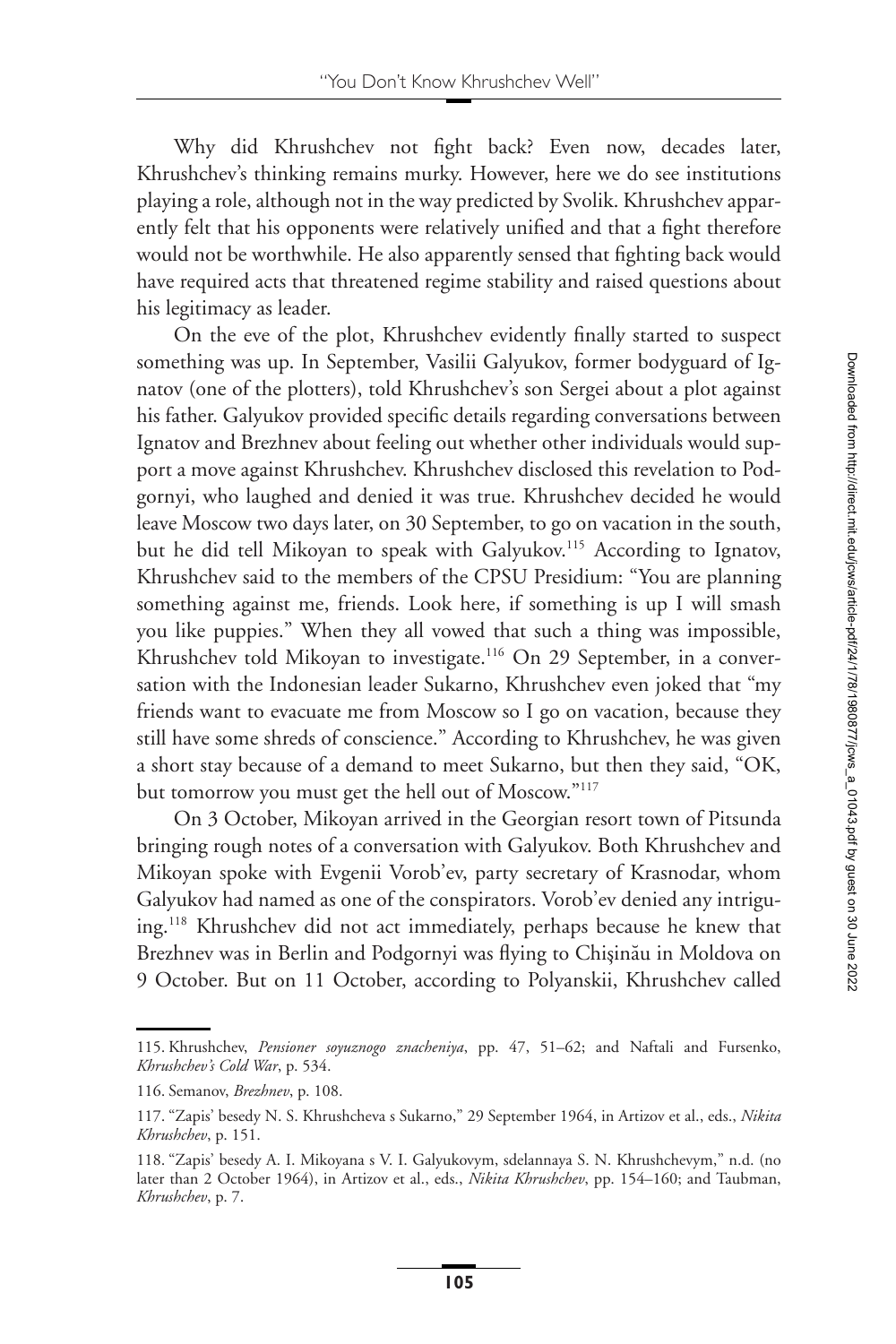Why did Khrushchev not fight back? Even now, decades later, Khrushchev's thinking remains murky. However, here we do see institutions playing a role, although not in the way predicted by Svolik. Khrushchev apparently felt that his opponents were relatively unified and that a fight therefore would not be worthwhile. He also apparently sensed that fighting back would have required acts that threatened regime stability and raised questions about his legitimacy as leader.

On the eve of the plot, Khrushchev evidently finally started to suspect something was up. In September, Vasilii Galyukov, former bodyguard of Ignatov (one of the plotters), told Khrushchev's son Sergei about a plot against his father. Galyukov provided specific details regarding conversations between Ignatov and Brezhnev about feeling out whether other individuals would support a move against Khrushchev. Khrushchev disclosed this revelation to Podgornyi, who laughed and denied it was true. Khrushchev decided he would leave Moscow two days later, on 30 September, to go on vacation in the south, but he did tell Mikoyan to speak with Galyukov.[115] According to Ignatov, Khrushchev said to the members of the CPSU Presidium: "You are planning something against me, friends. Look here, if something is up I will smash you like puppies." When they all vowed that such a thing was impossible, Khrushchev told Mikoyan to investigate.[116] On 29 September, in a conversation with the Indonesian leader Sukarno, Khrushchev even joked that "my friends want to evacuate me from Moscow so I go on vacation, because they still have some shreds of conscience." According to Khrushchev, he was given a short stay because of a demand to meet Sukarno, but then they said, "OK, but tomorrow you must get the hell out of Moscow."[117]

On 3 October, Mikoyan arrived in the Georgian resort town of Pitsunda bringing rough notes of a conversation with Galyukov. Both Khrushchev and Mikoyan spoke with Evgenii Vorob'ev, party secretary of Krasnodar, whom Galyukov had named as one of the conspirators. Vorob'ev denied any intriguing.[118] Khrushchev did not act immediately, perhaps because he knew that Brezhnev was in Berlin and Podgornyi was flying to Chişinău in Moldova on 9 October. But on 11 October, according to Polyanskii, Khrushchev called

---

115. Khrushchev, *Pensioner soyuznogo znacheniya*, pp. 47, 51–62; and Naftali and Fursenko, *Khrushchev's Cold War*, p. 534.

116. Semanov, *Brezhnev*, p. 108.

117. "Zapis' besedy N. S. Khrushcheva s Sukarno," 29 September 1964, in Artizov et al., eds., *Nikita Khrushchev*, p. 151.

118. "Zapis' besedy A. I. Mikoyana s V. I. Galyukovym, sdelannaya S. N. Khrushchevym," n.d. (no later than 2 October 1964), in Artizov et al., eds., *Nikita Khrushchev*, pp. 154–160; and Taubman, *Khrushchev*, p. 7.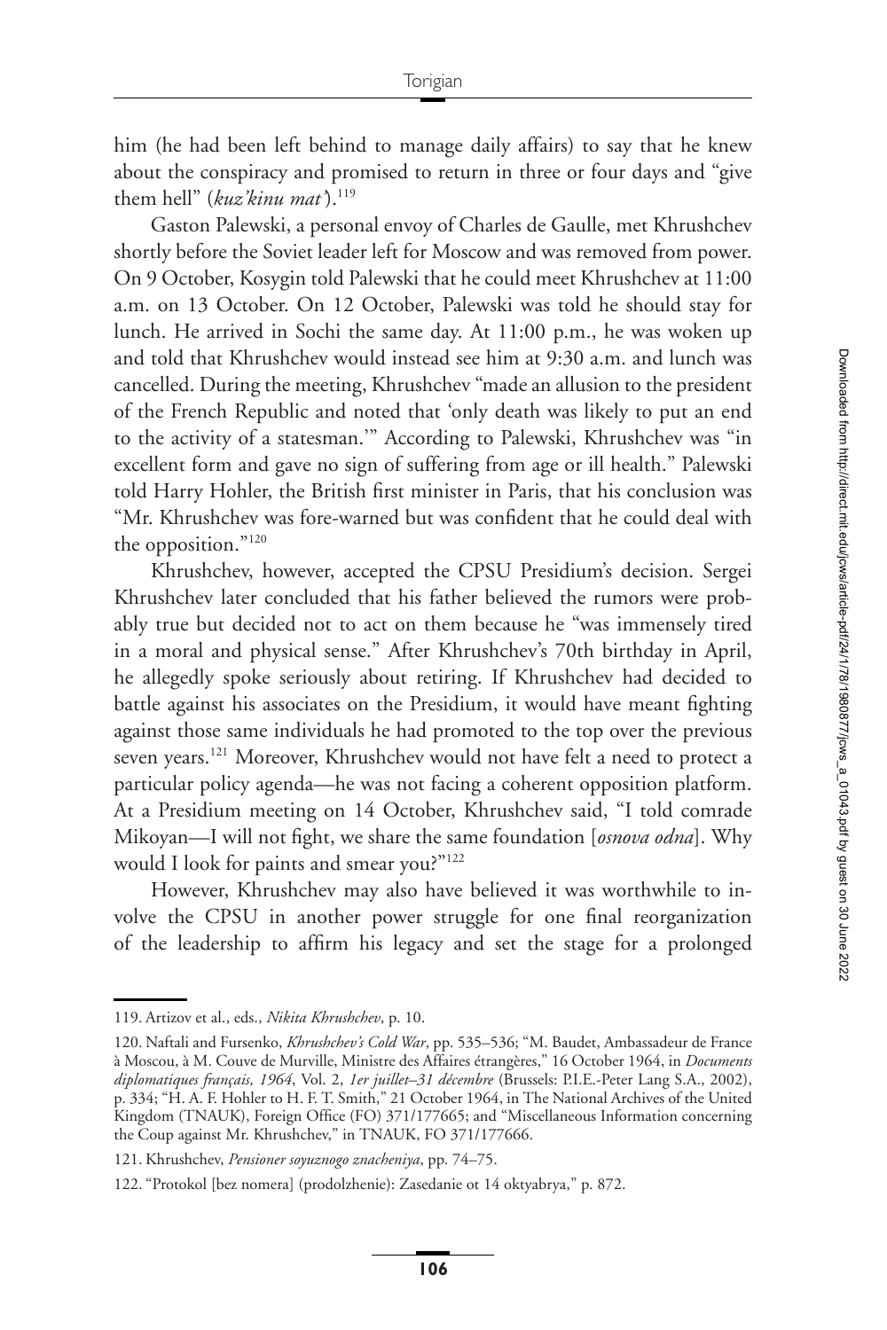him (he had been left behind to manage daily affairs) to say that he knew about the conspiracy and promised to return in three or four days and "give them hell" (*kuz'kinu mat'*).[119]

Gaston Palewski, a personal envoy of Charles de Gaulle, met Khrushchev shortly before the Soviet leader left for Moscow and was removed from power. On 9 October, Kosygin told Palewski that he could meet Khrushchev at 11:00 a.m. on 13 October. On 12 October, Palewski was told he should stay for lunch. He arrived in Sochi the same day. At 11:00 p.m., he was woken up and told that Khrushchev would instead see him at 9:30 a.m. and lunch was cancelled. During the meeting, Khrushchev "made an allusion to the president of the French Republic and noted that 'only death was likely to put an end to the activity of a statesman.'" According to Palewski, Khrushchev was "in excellent form and gave no sign of suffering from age or ill health." Palewski told Harry Hohler, the British first minister in Paris, that his conclusion was "Mr. Khrushchev was fore-warned but was confident that he could deal with the opposition."[120]

Khrushchev, however, accepted the CPSU Presidium's decision. Sergei Khrushchev later concluded that his father believed the rumors were probably true but decided not to act on them because he "was immensely tired in a moral and physical sense." After Khrushchev's 70th birthday in April, he allegedly spoke seriously about retiring. If Khrushchev had decided to battle against his associates on the Presidium, it would have meant fighting against those same individuals he had promoted to the top over the previous seven years.[121] Moreover, Khrushchev would not have felt a need to protect a particular policy agenda—he was not facing a coherent opposition platform. At a Presidium meeting on 14 October, Khrushchev said, "I told comrade Mikoyan—I will not fight, we share the same foundation [*osnova odna*]. Why would I look for paints and smear you?"[122]

However, Khrushchev may also have believed it was worthwhile to involve the CPSU in another power struggle for one final reorganization of the leadership to affirm his legacy and set the stage for a prolonged

---

119. Artizov et al., eds., *Nikita Khrushchev*, p. 10.

120. Naftali and Fursenko, *Khrushchev's Cold War*, pp. 535–536; "M. Baudet, Ambassadeur de France à Moscou, à M. Couve de Murville, Ministre des Affaires étrangères," 16 October 1964, in *Documents diplomatiques français, 1964*, Vol. 2, *1er juillet–31 décembre* (Brussels: P.I.E.-Peter Lang S.A., 2002), p. 334; "H. A. F. Hohler to H. F. T. Smith," 21 October 1964, in The National Archives of the United Kingdom (TNAUK), Foreign Office (FO) 371/177665; and "Miscellaneous Information concerning the Coup against Mr. Khrushchev," in TNAUK, FO 371/177666.

121. Khrushchev, *Pensioner soyuznogo znacheniya*, pp. 74–75.

122. "Protokol [bez nomera] (prodolzhenie): Zasedanie ot 14 oktyabrya," p. 872.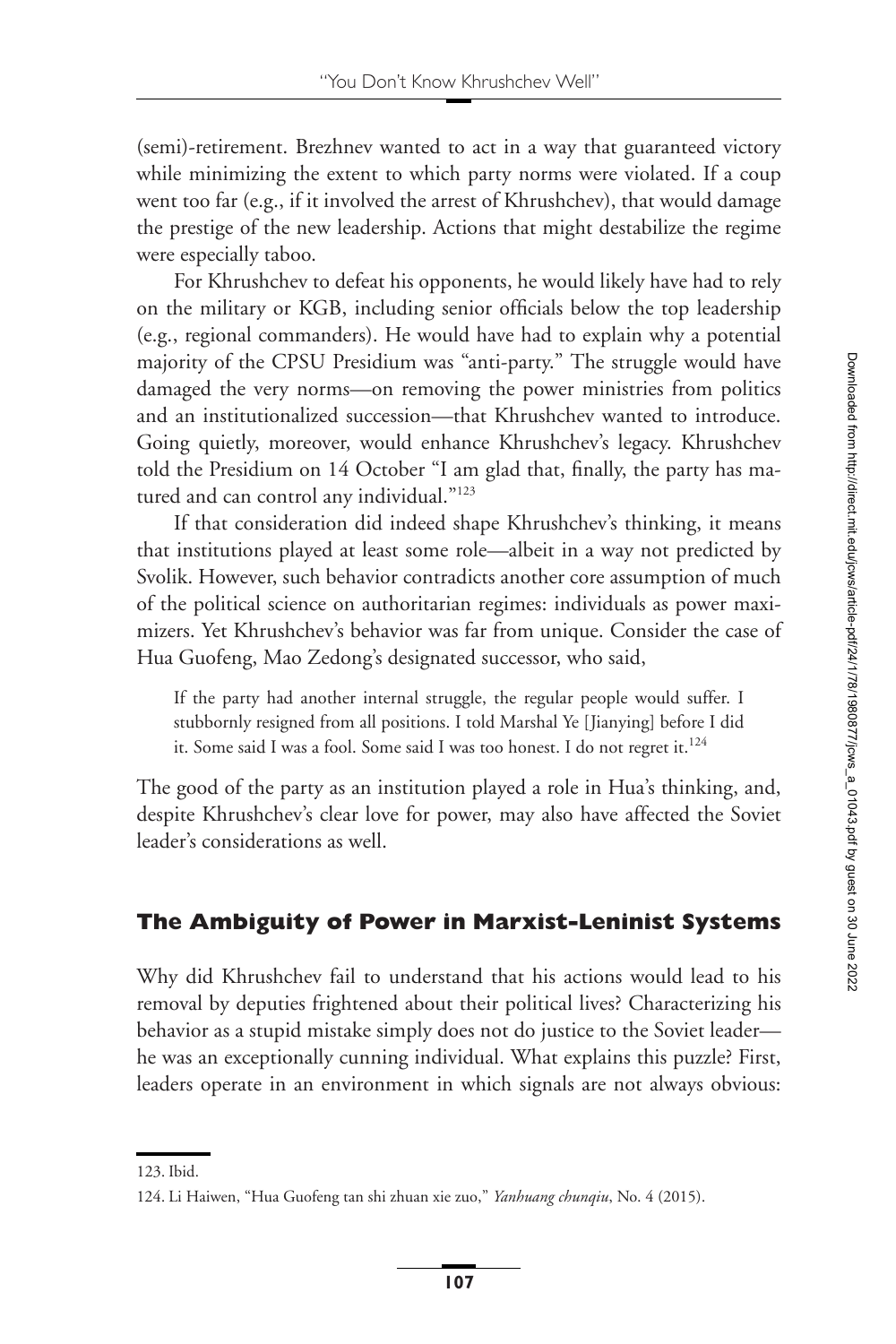(semi)-retirement. Brezhnev wanted to act in a way that guaranteed victory while minimizing the extent to which party norms were violated. If a coup went too far (e.g., if it involved the arrest of Khrushchev), that would damage the prestige of the new leadership. Actions that might destabilize the regime were especially taboo.

For Khrushchev to defeat his opponents, he would likely have had to rely on the military or KGB, including senior officials below the top leadership (e.g., regional commanders). He would have had to explain why a potential majority of the CPSU Presidium was "anti-party." The struggle would have damaged the very norms—on removing the power ministries from politics and an institutionalized succession—that Khrushchev wanted to introduce. Going quietly, moreover, would enhance Khrushchev's legacy. Khrushchev told the Presidium on 14 October "I am glad that, finally, the party has matured and can control any individual."[123]

If that consideration did indeed shape Khrushchev's thinking, it means that institutions played at least some role—albeit in a way not predicted by Svolik. However, such behavior contradicts another core assumption of much of the political science on authoritarian regimes: individuals as power maximizers. Yet Khrushchev's behavior was far from unique. Consider the case of Hua Guofeng, Mao Zedong's designated successor, who said,

> If the party had another internal struggle, the regular people would suffer. I stubbornly resigned from all positions. I told Marshal Ye [Jianying] before I did it. Some said I was a fool. Some said I was too honest. I do not regret it.[124]

The good of the party as an institution played a role in Hua's thinking, and, despite Khrushchev's clear love for power, may also have affected the Soviet leader's considerations as well.

## The Ambiguity of Power in Marxist-Leninist Systems

Why did Khrushchev fail to understand that his actions would lead to his removal by deputies frightened about their political lives? Characterizing his behavior as a stupid mistake simply does not do justice to the Soviet leader—he was an exceptionally cunning individual. What explains this puzzle? First, leaders operate in an environment in which signals are not always obvious:

---

123. Ibid.

124. Li Haiwen, "Hua Guofeng tan shi zhuan xie zuo," *Yanhuang chunqiu*, No. 4 (2015).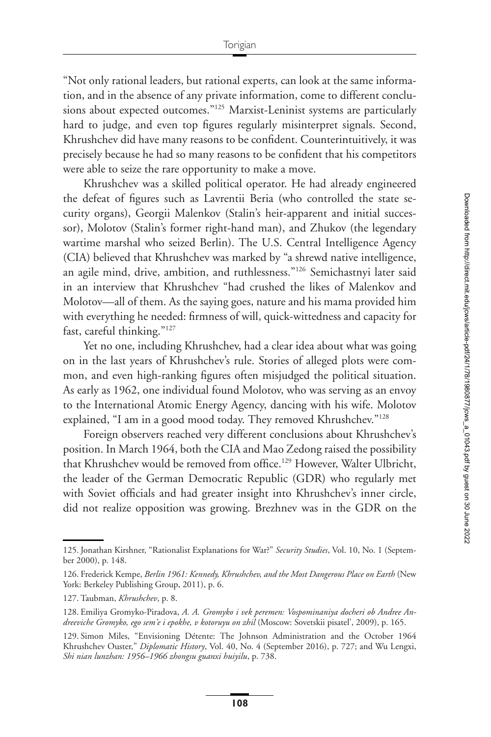"Not only rational leaders, but rational experts, can look at the same information, and in the absence of any private information, come to different conclusions about expected outcomes."[125] Marxist-Leninist systems are particularly hard to judge, and even top figures regularly misinterpret signals. Second, Khrushchev did have many reasons to be confident. Counterintuitively, it was precisely because he had so many reasons to be confident that his competitors were able to seize the rare opportunity to make a move.

Khrushchev was a skilled political operator. He had already engineered the defeat of figures such as Lavrentii Beria (who controlled the state security organs), Georgii Malenkov (Stalin's heir-apparent and initial successor), Molotov (Stalin's former right-hand man), and Zhukov (the legendary wartime marshal who seized Berlin). The U.S. Central Intelligence Agency (CIA) believed that Khrushchev was marked by "a shrewd native intelligence, an agile mind, drive, ambition, and ruthlessness."[126] Semichastnyi later said in an interview that Khrushchev "had crushed the likes of Malenkov and Molotov—all of them. As the saying goes, nature and his mama provided him with everything he needed: firmness of will, quick-wittedness and capacity for fast, careful thinking."[127]

Yet no one, including Khrushchev, had a clear idea about what was going on in the last years of Khrushchev's rule. Stories of alleged plots were common, and even high-ranking figures often misjudged the political situation. As early as 1962, one individual found Molotov, who was serving as an envoy to the International Atomic Energy Agency, dancing with his wife. Molotov explained, "I am in a good mood today. They removed Khrushchev."[128]

Foreign observers reached very different conclusions about Khrushchev's position. In March 1964, both the CIA and Mao Zedong raised the possibility that Khrushchev would be removed from office.[129] However, Walter Ulbricht, the leader of the German Democratic Republic (GDR) who regularly met with Soviet officials and had greater insight into Khrushchev's inner circle, did not realize opposition was growing. Brezhnev was in the GDR on the

125. Jonathan Kirshner, "Rationalist Explanations for War?" *Security Studies*, Vol. 10, No. 1 (September 2000), p. 148.

126. Frederick Kempe, *Berlin 1961: Kennedy, Khrushchev, and the Most Dangerous Place on Earth* (New York: Berkeley Publishing Group, 2011), p. 6.

127. Taubman, *Khrushchev*, p. 8.

128. Emiliya Gromyko-Piradova, *A. A. Gromyko i vek peremen: Vospominaniya docheri ob Andree Andreeviche Gromyko, ego sem'e i epokhe, v kotoruyu on zhil* (Moscow: Sovetskii pisatel', 2009), p. 165.

129. Simon Miles, "Envisioning Détente: The Johnson Administration and the October 1964 Khrushchev Ouster," *Diplomatic History*, Vol. 40, No. 4 (September 2016), p. 727; and Wu Lengxi, *Shi nian lunzhan: 1956–1966 zhongsu guanxi huiyilu*, p. 738.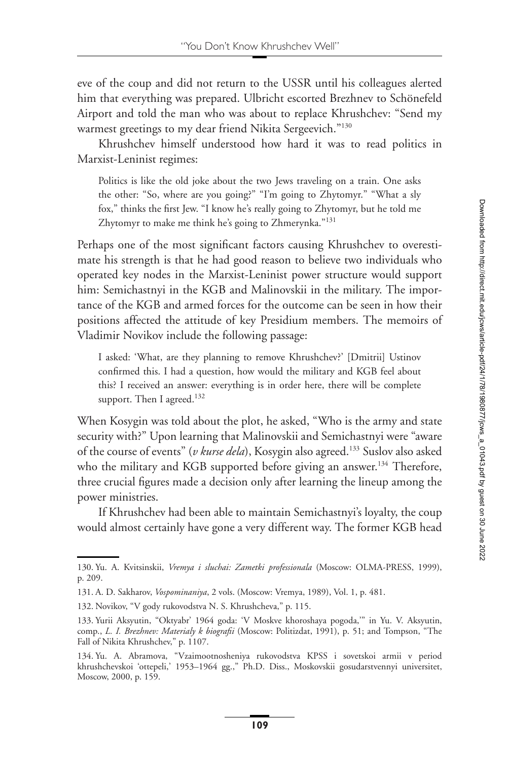eve of the coup and did not return to the USSR until his colleagues alerted him that everything was prepared. Ulbricht escorted Brezhnev to Schönefeld Airport and told the man who was about to replace Khrushchev: "Send my warmest greetings to my dear friend Nikita Sergeevich."[130]

Khrushchev himself understood how hard it was to read politics in Marxist-Leninist regimes:

> Politics is like the old joke about the two Jews traveling on a train. One asks the other: "So, where are you going?" "I'm going to Zhytomyr." "What a sly fox," thinks the first Jew. "I know he's really going to Zhytomyr, but he told me Zhytomyr to make me think he's going to Zhmerynka."[131]

Perhaps one of the most significant factors causing Khrushchev to overestimate his strength is that he had good reason to believe two individuals who operated key nodes in the Marxist-Leninist power structure would support him: Semichastnyi in the KGB and Malinovskii in the military. The importance of the KGB and armed forces for the outcome can be seen in how their positions affected the attitude of key Presidium members. The memoirs of Vladimir Novikov include the following passage:

> I asked: 'What, are they planning to remove Khrushchev?' [Dmitrii] Ustinov confirmed this. I had a question, how would the military and KGB feel about this? I received an answer: everything is in order here, there will be complete support. Then I agreed.[132]

When Kosygin was told about the plot, he asked, "Who is the army and state security with?" Upon learning that Malinovskii and Semichastnyi were "aware of the course of events" (*v kurse dela*), Kosygin also agreed.[133] Suslov also asked who the military and KGB supported before giving an answer.[134] Therefore, three crucial figures made a decision only after learning the lineup among the power ministries.

If Khrushchev had been able to maintain Semichastnyi's loyalty, the coup would almost certainly have gone a very different way. The former KGB head

---

130. Yu. A. Kvitsinskii, *Vremya i sluchai: Zametki professionala* (Moscow: OLMA-PRESS, 1999), p. 209.

131. A. D. Sakharov, *Vospominaniya*, 2 vols. (Moscow: Vremya, 1989), Vol. 1, p. 481.

132. Novikov, "V gody rukovodstva N. S. Khrushcheva," p. 115.

133. Yurii Aksyutin, "Oktyabr' 1964 goda: 'V Moskve khoroshaya pogoda,'" in Yu. V. Aksyutin, comp., *L. I. Brezhnev: Materialy k biografii* (Moscow: Politizdat, 1991), p. 51; and Tompson, "The Fall of Nikita Khrushchev," p. 1107.

134. Yu. A. Abramova, "Vzaimootnosheniya rukovodstva KPSS i sovetskoi armii v period khrushchevskoi 'ottepeli,' 1953–1964 gg.," Ph.D. Diss., Moskovskii gosudarstvennyi universitet, Moscow, 2000, p. 159.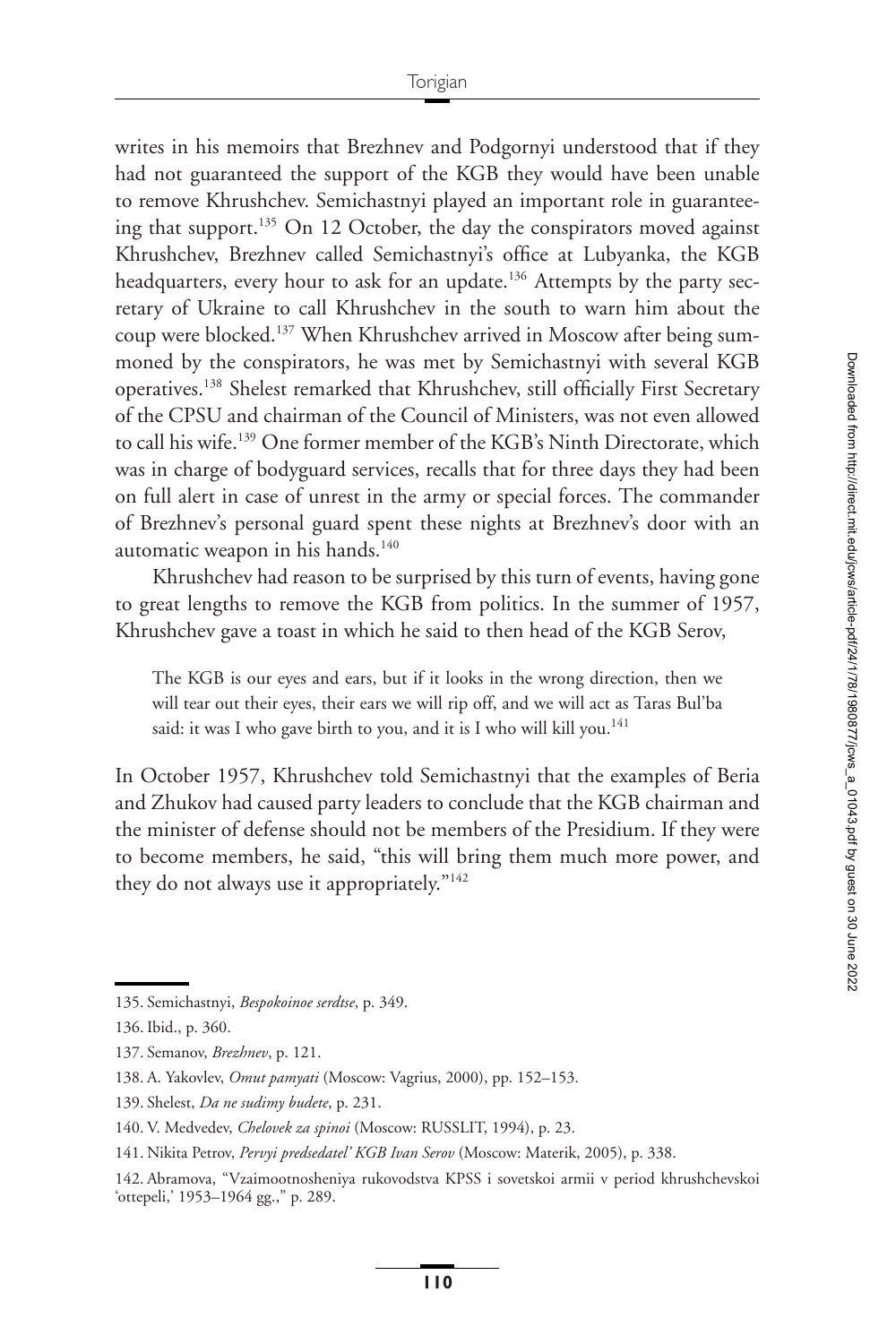writes in his memoirs that Brezhnev and Podgornyi understood that if they had not guaranteed the support of the KGB they would have been unable to remove Khrushchev. Semichastnyi played an important role in guaranteeing that support.[135] On 12 October, the day the conspirators moved against Khrushchev, Brezhnev called Semichastnyi's office at Lubyanka, the KGB headquarters, every hour to ask for an update.[136] Attempts by the party secretary of Ukraine to call Khrushchev in the south to warn him about the coup were blocked.[137] When Khrushchev arrived in Moscow after being summoned by the conspirators, he was met by Semichastnyi with several KGB operatives.[138] Shelest remarked that Khrushchev, still officially First Secretary of the CPSU and chairman of the Council of Ministers, was not even allowed to call his wife.[139] One former member of the KGB's Ninth Directorate, which was in charge of bodyguard services, recalls that for three days they had been on full alert in case of unrest in the army or special forces. The commander of Brezhnev's personal guard spent these nights at Brezhnev's door with an automatic weapon in his hands.[140]

Khrushchev had reason to be surprised by this turn of events, having gone to great lengths to remove the KGB from politics. In the summer of 1957, Khrushchev gave a toast in which he said to then head of the KGB Serov,

> The KGB is our eyes and ears, but if it looks in the wrong direction, then we will tear out their eyes, their ears we will rip off, and we will act as Taras Bul'ba said: it was I who gave birth to you, and it is I who will kill you.[141]

In October 1957, Khrushchev told Semichastnyi that the examples of Beria and Zhukov had caused party leaders to conclude that the KGB chairman and the minister of defense should not be members of the Presidium. If they were to become members, he said, "this will bring them much more power, and they do not always use it appropriately."[142]

135. Semichastnyi, *Bespokoinoe serdtse*, p. 349.

136. Ibid., p. 360.

137. Semanov, *Brezhnev*, p. 121.

138. A. Yakovlev, *Omut pamyati* (Moscow: Vagrius, 2000), pp. 152–153.

139. Shelest, *Da ne sudimy budete*, p. 231.

140. V. Medvedev, *Chelovek za spinoi* (Moscow: RUSSLIT, 1994), p. 23.

141. Nikita Petrov, *Pervyi predsedatel' KGB Ivan Serov* (Moscow: Materik, 2005), p. 338.

142. Abramova, "Vzaimootnosheniya rukovodstva KPSS i sovetskoi armii v period khrushchevskoi 'ottepeli,' 1953–1964 gg.," p. 289.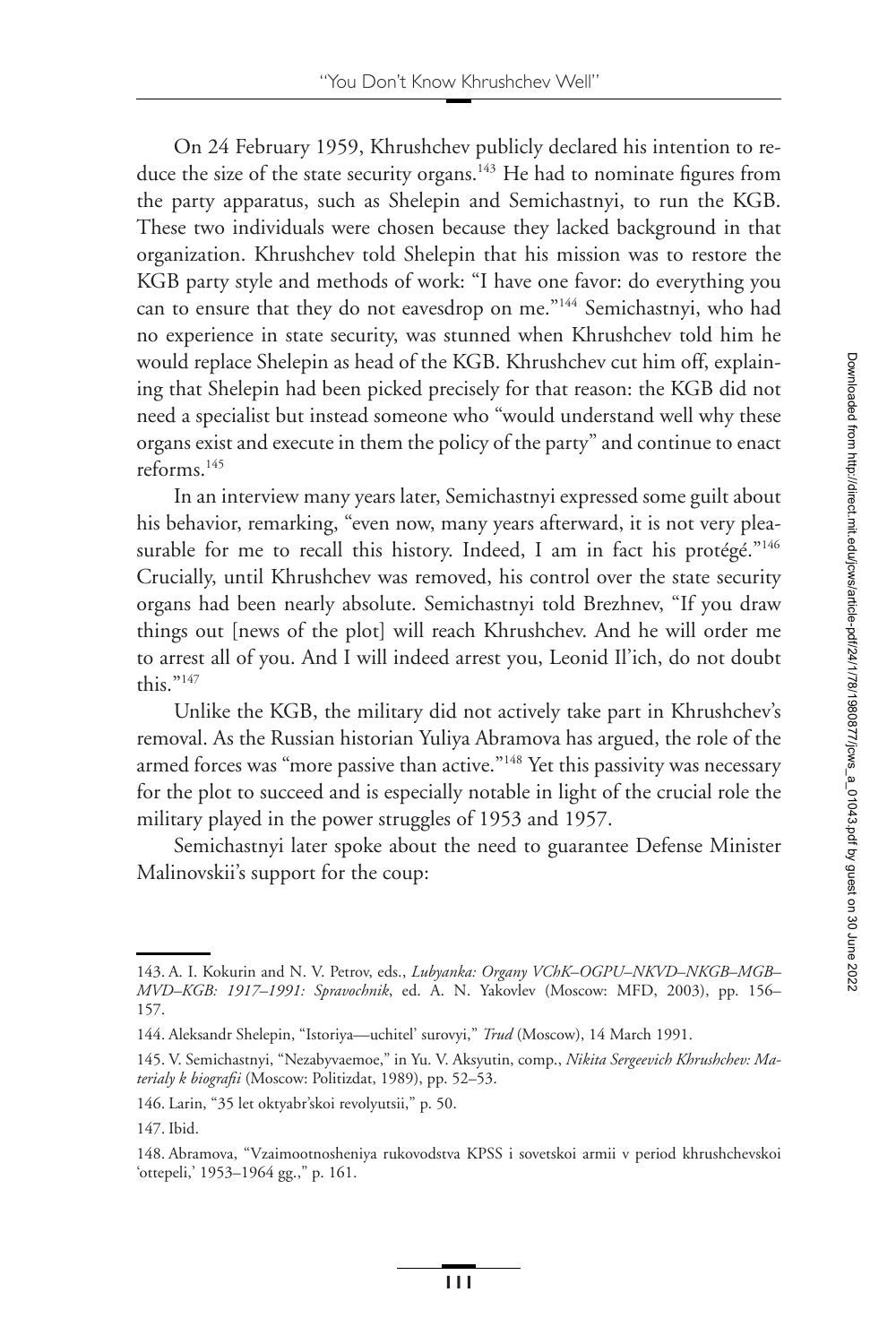On 24 February 1959, Khrushchev publicly declared his intention to reduce the size of the state security organs.[143] He had to nominate figures from the party apparatus, such as Shelepin and Semichastnyi, to run the KGB. These two individuals were chosen because they lacked background in that organization. Khrushchev told Shelepin that his mission was to restore the KGB party style and methods of work: "I have one favor: do everything you can to ensure that they do not eavesdrop on me."[144] Semichastnyi, who had no experience in state security, was stunned when Khrushchev told him he would replace Shelepin as head of the KGB. Khrushchev cut him off, explaining that Shelepin had been picked precisely for that reason: the KGB did not need a specialist but instead someone who "would understand well why these organs exist and execute in them the policy of the party" and continue to enact reforms.[145]

In an interview many years later, Semichastnyi expressed some guilt about his behavior, remarking, "even now, many years afterward, it is not very pleasurable for me to recall this history. Indeed, I am in fact his protégé."[146] Crucially, until Khrushchev was removed, his control over the state security organs had been nearly absolute. Semichastnyi told Brezhnev, "If you draw things out [news of the plot] will reach Khrushchev. And he will order me to arrest all of you. And I will indeed arrest you, Leonid Il'ich, do not doubt this."[147]

Unlike the KGB, the military did not actively take part in Khrushchev's removal. As the Russian historian Yuliya Abramova has argued, the role of the armed forces was "more passive than active."[148] Yet this passivity was necessary for the plot to succeed and is especially notable in light of the crucial role the military played in the power struggles of 1953 and 1957.

Semichastnyi later spoke about the need to guarantee Defense Minister Malinovskii's support for the coup:

143. A. I. Kokurin and N. V. Petrov, eds., *Lubyanka: Organy VChK–OGPU–NKVD–NKGB–MGB–MVD–KGB: 1917–1991: Spravochnik*, ed. A. N. Yakovlev (Moscow: MFD, 2003), pp. 156–157.

144. Aleksandr Shelepin, "Istoriya—uchitel' surovyi," *Trud* (Moscow), 14 March 1991.

145. V. Semichastnyi, "Nezabyvaemoe," in Yu. V. Aksyutin, comp., *Nikita Sergeevich Khrushchev: Materialy k biografii* (Moscow: Politizdat, 1989), pp. 52–53.

146. Larin, "35 let oktyabr'skoi revolyutsii," p. 50.

147. Ibid.

148. Abramova, "Vzaimootnosheniya rukovodstva KPSS i sovetskoi armii v period khrushchevskoi 'ottepeli,' 1953–1964 gg.," p. 161.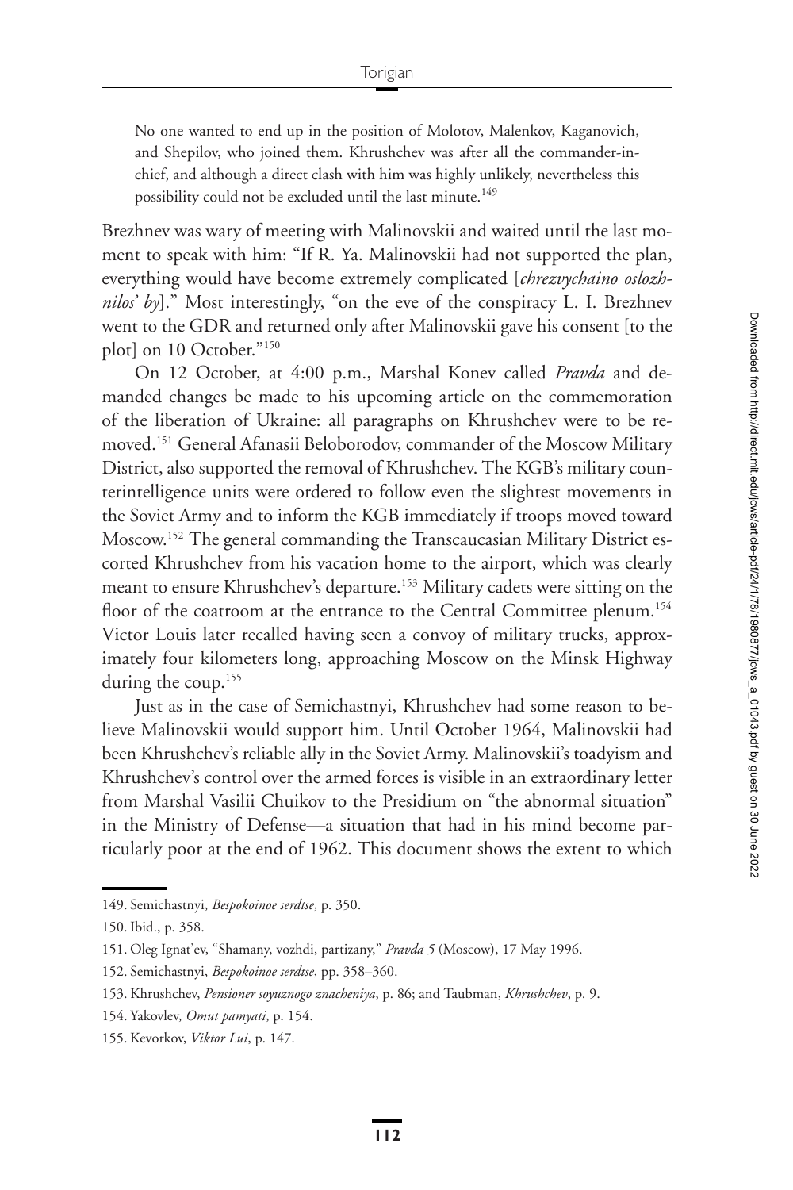> No one wanted to end up in the position of Molotov, Malenkov, Kaganovich, and Shepilov, who joined them. Khrushchev was after all the commander-in-chief, and although a direct clash with him was highly unlikely, nevertheless this possibility could not be excluded until the last minute.[149]

Brezhnev was wary of meeting with Malinovskii and waited until the last moment to speak with him: "If R. Ya. Malinovskii had not supported the plan, everything would have become extremely complicated [*chrezvychaino oslozhnilos' by*]." Most interestingly, "on the eve of the conspiracy L. I. Brezhnev went to the GDR and returned only after Malinovskii gave his consent [to the plot] on 10 October."[150]

On 12 October, at 4:00 p.m., Marshal Konev called *Pravda* and demanded changes be made to his upcoming article on the commemoration of the liberation of Ukraine: all paragraphs on Khrushchev were to be removed.[151] General Afanasii Beloborodov, commander of the Moscow Military District, also supported the removal of Khrushchev. The KGB's military counterintelligence units were ordered to follow even the slightest movements in the Soviet Army and to inform the KGB immediately if troops moved toward Moscow.[152] The general commanding the Transcaucasian Military District escorted Khrushchev from his vacation home to the airport, which was clearly meant to ensure Khrushchev's departure.[153] Military cadets were sitting on the floor of the coatroom at the entrance to the Central Committee plenum.[154] Victor Louis later recalled having seen a convoy of military trucks, approximately four kilometers long, approaching Moscow on the Minsk Highway during the coup.[155]

Just as in the case of Semichastnyi, Khrushchev had some reason to believe Malinovskii would support him. Until October 1964, Malinovskii had been Khrushchev's reliable ally in the Soviet Army. Malinovskii's toadyism and Khrushchev's control over the armed forces is visible in an extraordinary letter from Marshal Vasilii Chuikov to the Presidium on "the abnormal situation" in the Ministry of Defense—a situation that had in his mind become particularly poor at the end of 1962. This document shows the extent to which

---

149. Semichastnyi, *Bespokoinoe serdtse*, p. 350.

150. Ibid., p. 358.

151. Oleg Ignat'ev, "Shamany, vozhdi, partizany," *Pravda 5* (Moscow), 17 May 1996.

152. Semichastnyi, *Bespokoinoe serdtse*, pp. 358–360.

153. Khrushchev, *Pensioner soyuznogo znacheniya*, p. 86; and Taubman, *Khrushchev*, p. 9.

154. Yakovlev, *Omut pamyati*, p. 154.

155. Kevorkov, *Viktor Lui*, p. 147.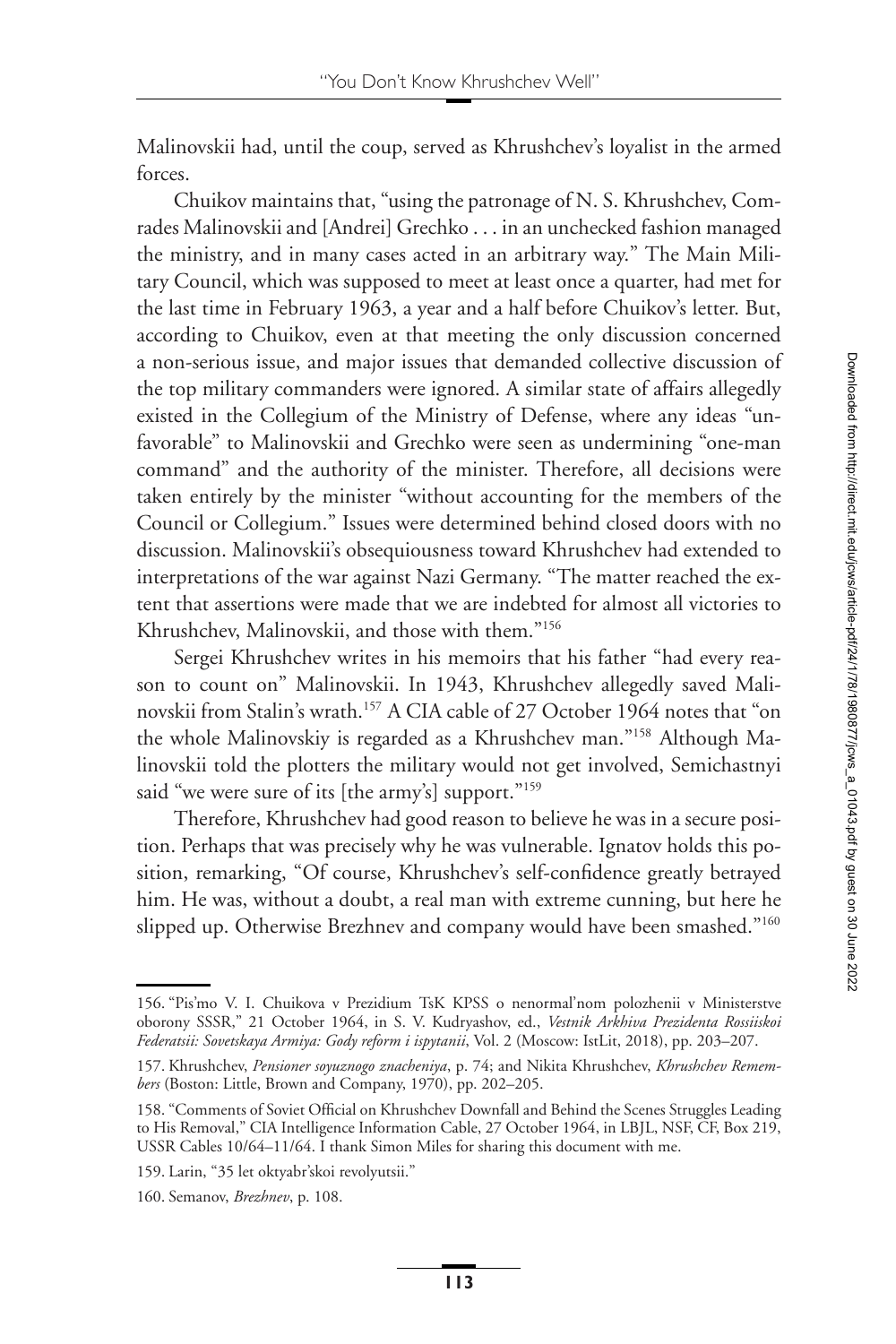Malinovskii had, until the coup, served as Khrushchev's loyalist in the armed forces.

Chuikov maintains that, "using the patronage of N. S. Khrushchev, Comrades Malinovskii and [Andrei] Grechko . . . in an unchecked fashion managed the ministry, and in many cases acted in an arbitrary way." The Main Military Council, which was supposed to meet at least once a quarter, had met for the last time in February 1963, a year and a half before Chuikov's letter. But, according to Chuikov, even at that meeting the only discussion concerned a non-serious issue, and major issues that demanded collective discussion of the top military commanders were ignored. A similar state of affairs allegedly existed in the Collegium of the Ministry of Defense, where any ideas "unfavorable" to Malinovskii and Grechko were seen as undermining "one-man command" and the authority of the minister. Therefore, all decisions were taken entirely by the minister "without accounting for the members of the Council or Collegium." Issues were determined behind closed doors with no discussion. Malinovskii's obsequiousness toward Khrushchev had extended to interpretations of the war against Nazi Germany. "The matter reached the extent that assertions were made that we are indebted for almost all victories to Khrushchev, Malinovskii, and those with them."[156]

Sergei Khrushchev writes in his memoirs that his father "had every reason to count on" Malinovskii. In 1943, Khrushchev allegedly saved Malinovskii from Stalin's wrath.[157] A CIA cable of 27 October 1964 notes that "on the whole Malinovskiy is regarded as a Khrushchev man."[158] Although Malinovskii told the plotters the military would not get involved, Semichastnyi said "we were sure of its [the army's] support."[159]

Therefore, Khrushchev had good reason to believe he was in a secure position. Perhaps that was precisely why he was vulnerable. Ignatov holds this position, remarking, "Of course, Khrushchev's self-confidence greatly betrayed him. He was, without a doubt, a real man with extreme cunning, but here he slipped up. Otherwise Brezhnev and company would have been smashed."[160]

156. "Pis'mo V. I. Chuikova v Prezidium TsK KPSS o nenormal'nom polozhenii v Ministerstve oborony SSSR," 21 October 1964, in S. V. Kudryashov, ed., *Vestnik Arkhiva Prezidenta Rossiiskoi Federatsii: Sovetskaya Armiya: Gody reform i ispytanii*, Vol. 2 (Moscow: IstLit, 2018), pp. 203–207.

157. Khrushchev, *Pensioner soyuznogo znacheniya*, p. 74; and Nikita Khrushchev, *Khrushchev Remembers* (Boston: Little, Brown and Company, 1970), pp. 202–205.

158. "Comments of Soviet Official on Khrushchev Downfall and Behind the Scenes Struggles Leading to His Removal," CIA Intelligence Information Cable, 27 October 1964, in LBJL, NSF, CF, Box 219, USSR Cables 10/64–11/64. I thank Simon Miles for sharing this document with me.

159. Larin, "35 let oktyabr'skoi revolyutsii."

160. Semanov, *Brezhnev*, p. 108.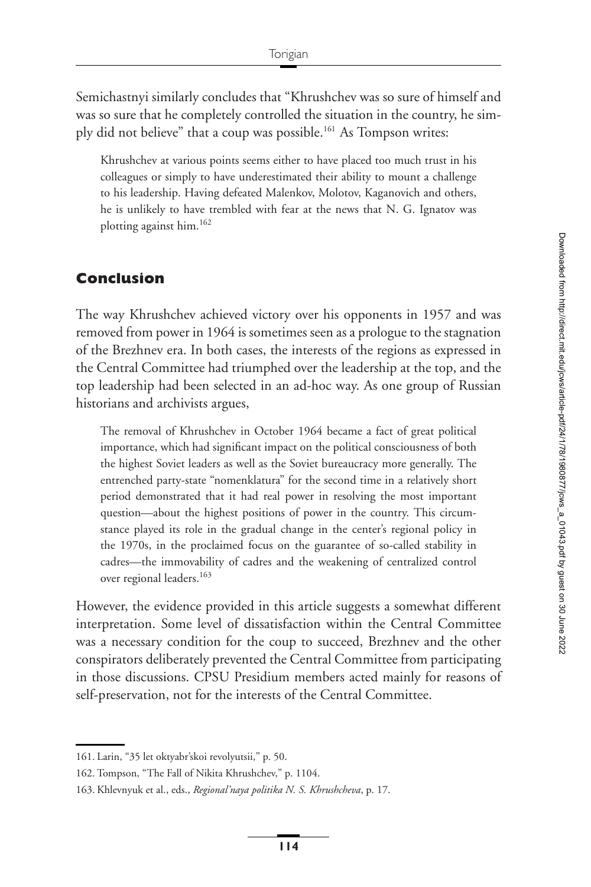Semichastnyi similarly concludes that "Khrushchev was so sure of himself and was so sure that he completely controlled the situation in the country, he simply did not believe" that a coup was possible.[161] As Tompson writes:

> Khrushchev at various points seems either to have placed too much trust in his colleagues or simply to have underestimated their ability to mount a challenge to his leadership. Having defeated Malenkov, Molotov, Kaganovich and others, he is unlikely to have trembled with fear at the news that N. G. Ignatov was plotting against him.[162]

## Conclusion

The way Khrushchev achieved victory over his opponents in 1957 and was removed from power in 1964 is sometimes seen as a prologue to the stagnation of the Brezhnev era. In both cases, the interests of the regions as expressed in the Central Committee had triumphed over the leadership at the top, and the top leadership had been selected in an ad-hoc way. As one group of Russian historians and archivists argues,

> The removal of Khrushchev in October 1964 became a fact of great political importance, which had significant impact on the political consciousness of both the highest Soviet leaders as well as the Soviet bureaucracy more generally. The entrenched party-state "nomenklatura" for the second time in a relatively short period demonstrated that it had real power in resolving the most important question—about the highest positions of power in the country. This circumstance played its role in the gradual change in the center's regional policy in the 1970s, in the proclaimed focus on the guarantee of so-called stability in cadres—the immovability of cadres and the weakening of centralized control over regional leaders.[163]

However, the evidence provided in this article suggests a somewhat different interpretation. Some level of dissatisfaction within the Central Committee was a necessary condition for the coup to succeed, Brezhnev and the other conspirators deliberately prevented the Central Committee from participating in those discussions. CPSU Presidium members acted mainly for reasons of self-preservation, not for the interests of the Central Committee.

---

161. Larin, "35 let oktyabr'skoi revolyutsii," p. 50.

162. Tompson, "The Fall of Nikita Khrushchev," p. 1104.

163. Khlevnyuk et al., eds., *Regional'naya politika N. S. Khrushcheva*, p. 17.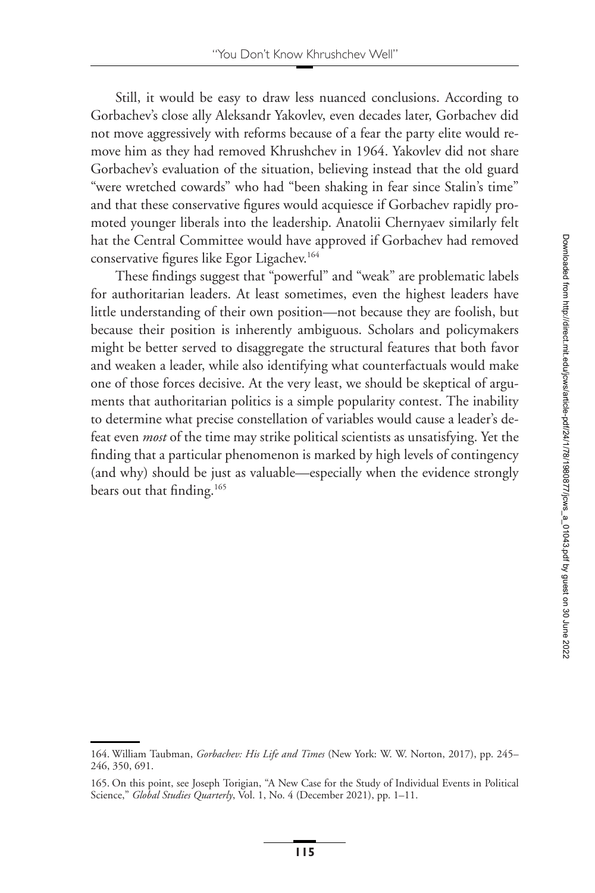Still, it would be easy to draw less nuanced conclusions. According to Gorbachev's close ally Aleksandr Yakovlev, even decades later, Gorbachev did not move aggressively with reforms because of a fear the party elite would remove him as they had removed Khrushchev in 1964. Yakovlev did not share Gorbachev's evaluation of the situation, believing instead that the old guard "were wretched cowards" who had "been shaking in fear since Stalin's time" and that these conservative figures would acquiesce if Gorbachev rapidly promoted younger liberals into the leadership. Anatolii Chernyaev similarly felt hat the Central Committee would have approved if Gorbachev had removed conservative figures like Egor Ligachev.[164]

These findings suggest that "powerful" and "weak" are problematic labels for authoritarian leaders. At least sometimes, even the highest leaders have little understanding of their own position—not because they are foolish, but because their position is inherently ambiguous. Scholars and policymakers might be better served to disaggregate the structural features that both favor and weaken a leader, while also identifying what counterfactuals would make one of those forces decisive. At the very least, we should be skeptical of arguments that authoritarian politics is a simple popularity contest. The inability to determine what precise constellation of variables would cause a leader's defeat even *most* of the time may strike political scientists as unsatisfying. Yet the finding that a particular phenomenon is marked by high levels of contingency (and why) should be just as valuable—especially when the evidence strongly bears out that finding.[165]

164. William Taubman, *Gorbachev: His Life and Times* (New York: W. W. Norton, 2017), pp. 245–246, 350, 691.

165. On this point, see Joseph Torigian, "A New Case for the Study of Individual Events in Political Science," *Global Studies Quarterly*, Vol. 1, No. 4 (December 2021), pp. 1–11.